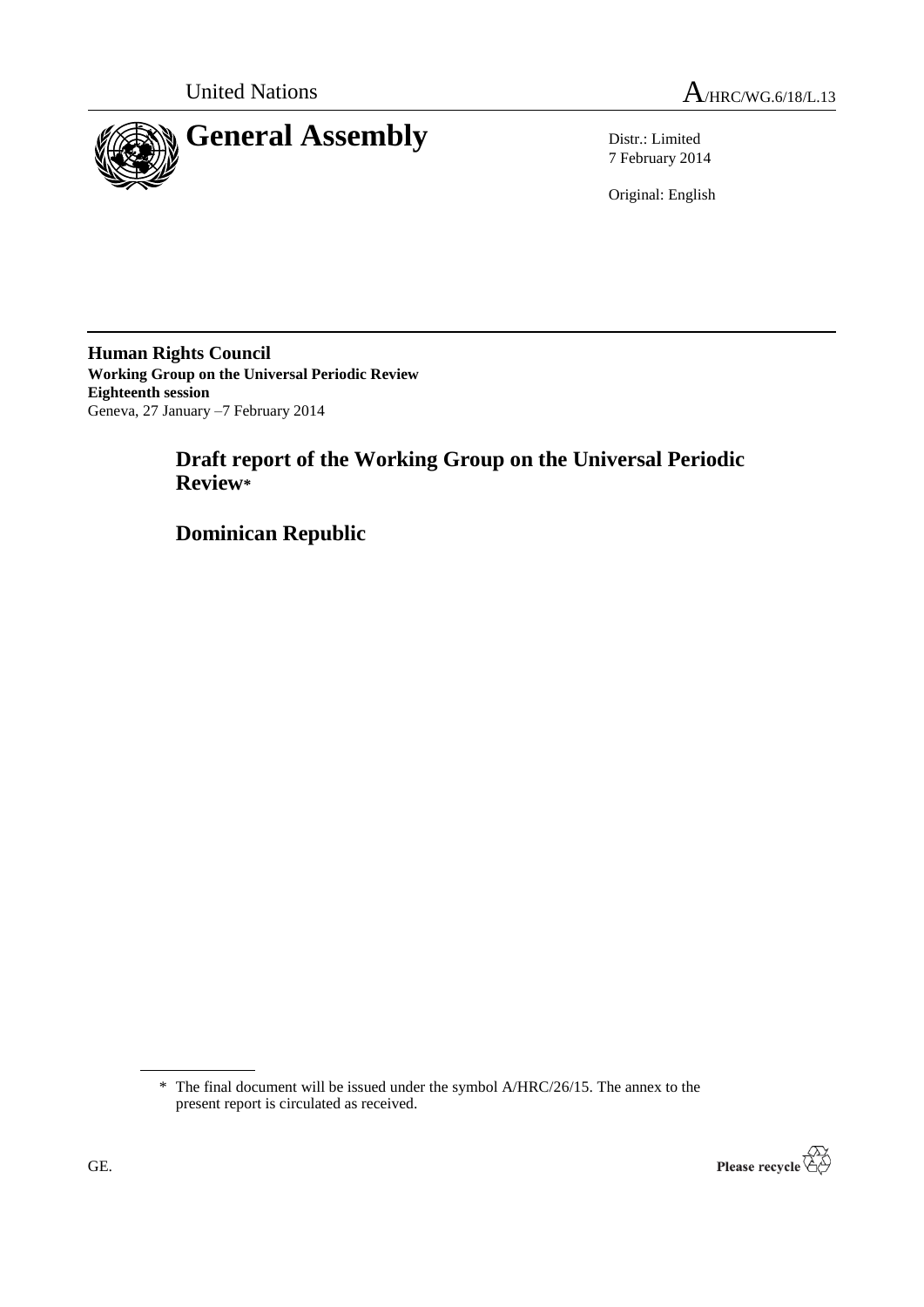United Nations

A/HRC/WG.6/18/L.13

# General Assembly

Distr.: Limited
7 February 2014

Original: English

**Human Rights Council**
**Working Group on the Universal Periodic Review**
**Eighteenth session**
Geneva, 27 January –7 February 2014

## Draft report of the Working Group on the Universal Periodic Review*

## Dominican Republic

---

\* The final document will be issued under the symbol A/HRC/26/15. The annex to the present report is circulated as received.

GE.

Please recycle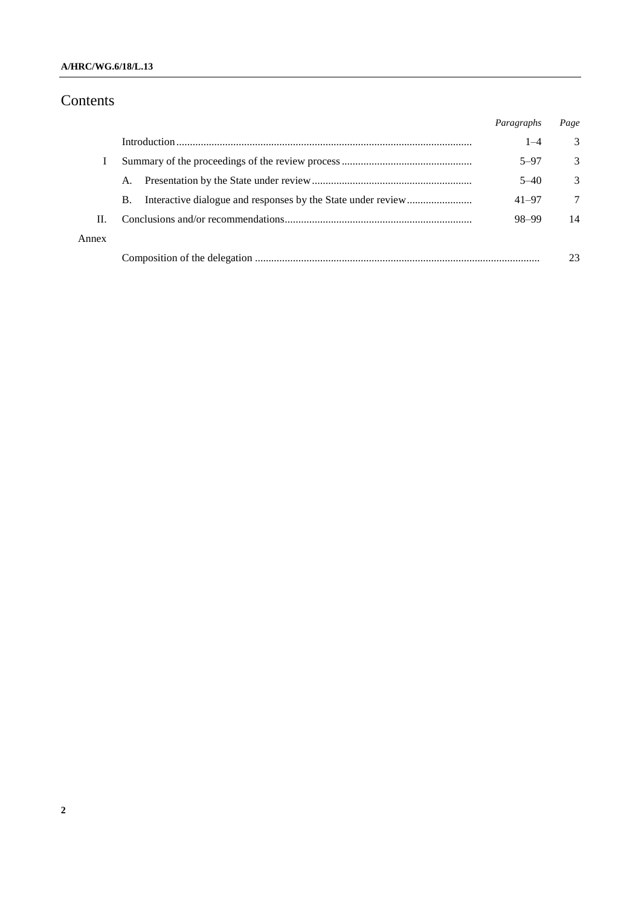# Contents

| | | Paragraphs | Page |
|---|---|---|---|
| | Introduction | 1–4 | 3 |
| I | Summary of the proceedings of the review process | 5–97 | 3 |
| | A. Presentation by the State under review | 5–40 | 3 |
| | B. Interactive dialogue and responses by the State under review | 41–97 | 7 |
| II. | Conclusions and/or recommendations | 98–99 | 14 |
| Annex | | | |
| | Composition of the delegation | | 23 |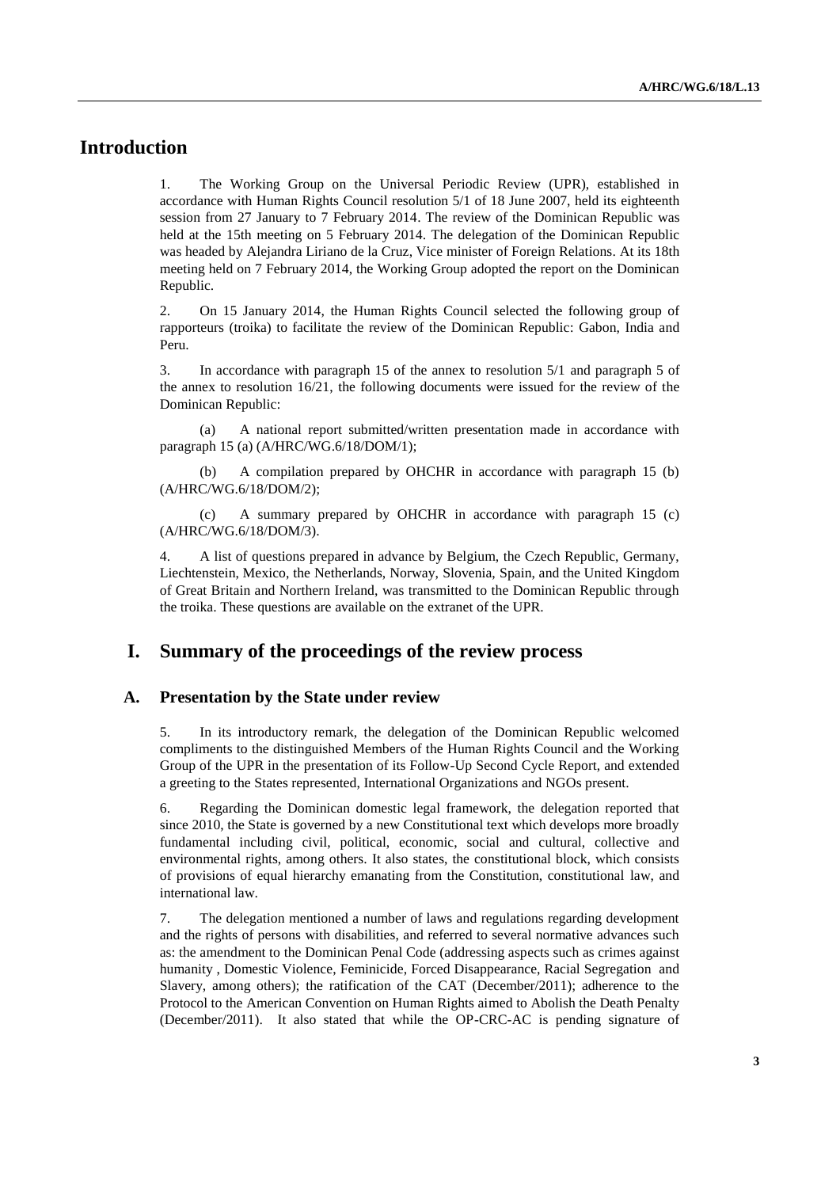# Introduction

1. The Working Group on the Universal Periodic Review (UPR), established in accordance with Human Rights Council resolution 5/1 of 18 June 2007, held its eighteenth session from 27 January to 7 February 2014. The review of the Dominican Republic was held at the 15th meeting on 5 February 2014. The delegation of the Dominican Republic was headed by Alejandra Liriano de la Cruz, Vice minister of Foreign Relations. At its 18th meeting held on 7 February 2014, the Working Group adopted the report on the Dominican Republic.

2. On 15 January 2014, the Human Rights Council selected the following group of rapporteurs (troika) to facilitate the review of the Dominican Republic: Gabon, India and Peru.

3. In accordance with paragraph 15 of the annex to resolution 5/1 and paragraph 5 of the annex to resolution 16/21, the following documents were issued for the review of the Dominican Republic:

(a) A national report submitted/written presentation made in accordance with paragraph 15 (a) (A/HRC/WG.6/18/DOM/1);

(b) A compilation prepared by OHCHR in accordance with paragraph 15 (b) (A/HRC/WG.6/18/DOM/2);

(c) A summary prepared by OHCHR in accordance with paragraph 15 (c) (A/HRC/WG.6/18/DOM/3).

4. A list of questions prepared in advance by Belgium, the Czech Republic, Germany, Liechtenstein, Mexico, the Netherlands, Norway, Slovenia, Spain, and the United Kingdom of Great Britain and Northern Ireland, was transmitted to the Dominican Republic through the troika. These questions are available on the extranet of the UPR.

# I. Summary of the proceedings of the review process

## A. Presentation by the State under review

5. In its introductory remark, the delegation of the Dominican Republic welcomed compliments to the distinguished Members of the Human Rights Council and the Working Group of the UPR in the presentation of its Follow-Up Second Cycle Report, and extended a greeting to the States represented, International Organizations and NGOs present.

6. Regarding the Dominican domestic legal framework, the delegation reported that since 2010, the State is governed by a new Constitutional text which develops more broadly fundamental including civil, political, economic, social and cultural, collective and environmental rights, among others. It also states, the constitutional block, which consists of provisions of equal hierarchy emanating from the Constitution, constitutional law, and international law.

7. The delegation mentioned a number of laws and regulations regarding development and the rights of persons with disabilities, and referred to several normative advances such as: the amendment to the Dominican Penal Code (addressing aspects such as crimes against humanity , Domestic Violence, Feminicide, Forced Disappearance, Racial Segregation and Slavery, among others); the ratification of the CAT (December/2011); adherence to the Protocol to the American Convention on Human Rights aimed to Abolish the Death Penalty (December/2011). It also stated that while the OP-CRC-AC is pending signature of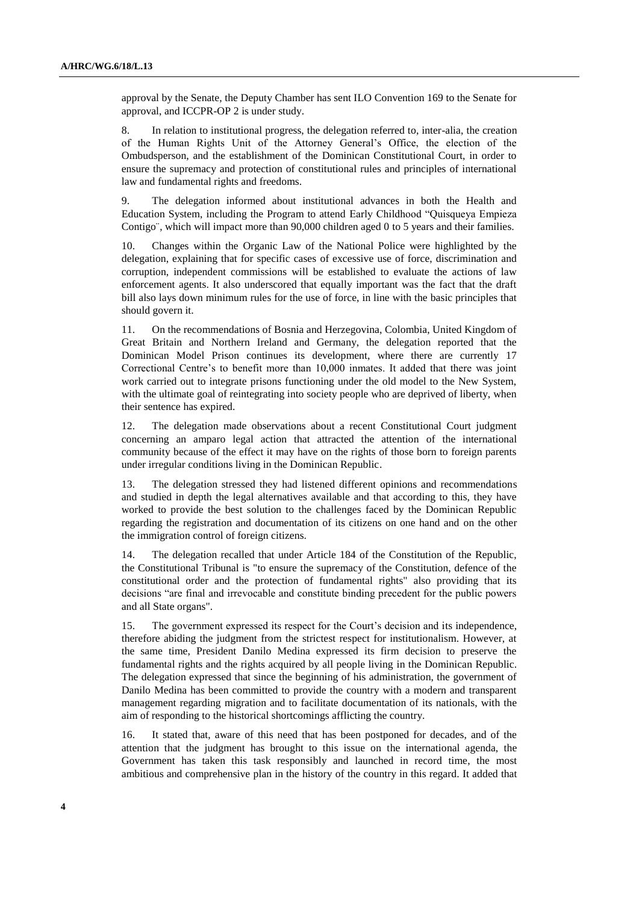approval by the Senate, the Deputy Chamber has sent ILO Convention 169 to the Senate for approval, and ICCPR-OP 2 is under study.

8. In relation to institutional progress, the delegation referred to, inter-alia, the creation of the Human Rights Unit of the Attorney General's Office, the election of the Ombudsperson, and the establishment of the Dominican Constitutional Court, in order to ensure the supremacy and protection of constitutional rules and principles of international law and fundamental rights and freedoms.

9. The delegation informed about institutional advances in both the Health and Education System, including the Program to attend Early Childhood "Quisqueya Empieza Contigo¨, which will impact more than 90,000 children aged 0 to 5 years and their families.

10. Changes within the Organic Law of the National Police were highlighted by the delegation, explaining that for specific cases of excessive use of force, discrimination and corruption, independent commissions will be established to evaluate the actions of law enforcement agents. It also underscored that equally important was the fact that the draft bill also lays down minimum rules for the use of force, in line with the basic principles that should govern it.

11. On the recommendations of Bosnia and Herzegovina, Colombia, United Kingdom of Great Britain and Northern Ireland and Germany, the delegation reported that the Dominican Model Prison continues its development, where there are currently 17 Correctional Centre's to benefit more than 10,000 inmates. It added that there was joint work carried out to integrate prisons functioning under the old model to the New System, with the ultimate goal of reintegrating into society people who are deprived of liberty, when their sentence has expired.

12. The delegation made observations about a recent Constitutional Court judgment concerning an amparo legal action that attracted the attention of the international community because of the effect it may have on the rights of those born to foreign parents under irregular conditions living in the Dominican Republic.

13. The delegation stressed they had listened different opinions and recommendations and studied in depth the legal alternatives available and that according to this, they have worked to provide the best solution to the challenges faced by the Dominican Republic regarding the registration and documentation of its citizens on one hand and on the other the immigration control of foreign citizens.

14. The delegation recalled that under Article 184 of the Constitution of the Republic, the Constitutional Tribunal is "to ensure the supremacy of the Constitution, defence of the constitutional order and the protection of fundamental rights" also providing that its decisions "are final and irrevocable and constitute binding precedent for the public powers and all State organs".

15. The government expressed its respect for the Court's decision and its independence, therefore abiding the judgment from the strictest respect for institutionalism. However, at the same time, President Danilo Medina expressed its firm decision to preserve the fundamental rights and the rights acquired by all people living in the Dominican Republic. The delegation expressed that since the beginning of his administration, the government of Danilo Medina has been committed to provide the country with a modern and transparent management regarding migration and to facilitate documentation of its nationals, with the aim of responding to the historical shortcomings afflicting the country.

16. It stated that, aware of this need that has been postponed for decades, and of the attention that the judgment has brought to this issue on the international agenda, the Government has taken this task responsibly and launched in record time, the most ambitious and comprehensive plan in the history of the country in this regard. It added that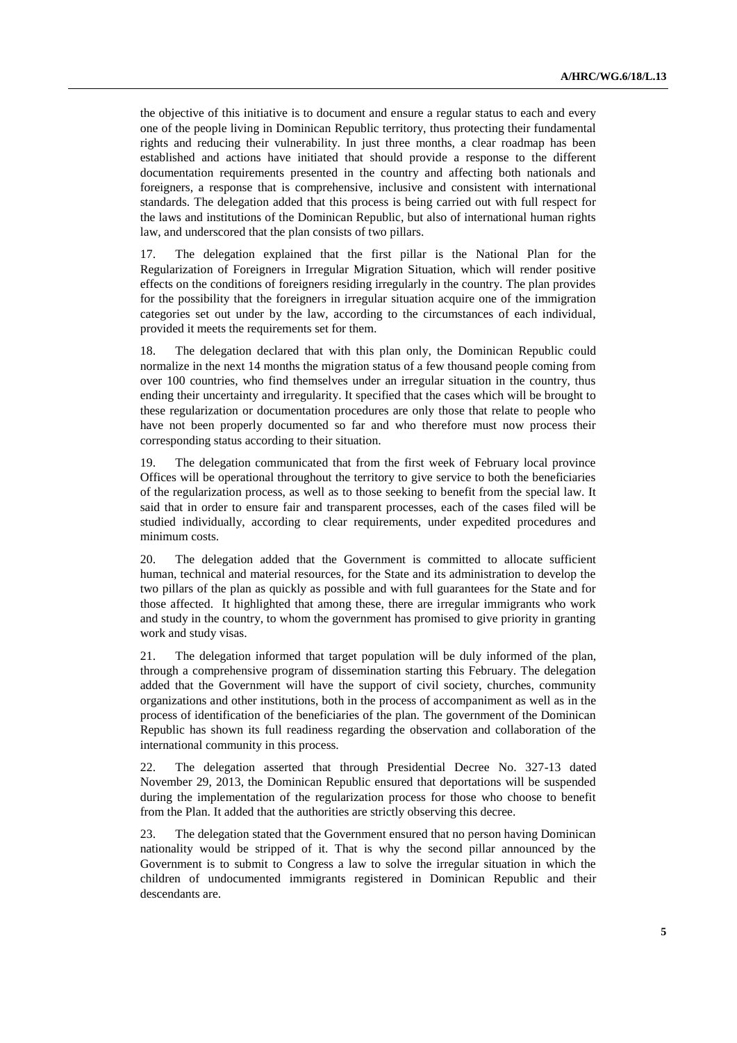the objective of this initiative is to document and ensure a regular status to each and every one of the people living in Dominican Republic territory, thus protecting their fundamental rights and reducing their vulnerability. In just three months, a clear roadmap has been established and actions have initiated that should provide a response to the different documentation requirements presented in the country and affecting both nationals and foreigners, a response that is comprehensive, inclusive and consistent with international standards. The delegation added that this process is being carried out with full respect for the laws and institutions of the Dominican Republic, but also of international human rights law, and underscored that the plan consists of two pillars.

17. The delegation explained that the first pillar is the National Plan for the Regularization of Foreigners in Irregular Migration Situation, which will render positive effects on the conditions of foreigners residing irregularly in the country. The plan provides for the possibility that the foreigners in irregular situation acquire one of the immigration categories set out under by the law, according to the circumstances of each individual, provided it meets the requirements set for them.

18. The delegation declared that with this plan only, the Dominican Republic could normalize in the next 14 months the migration status of a few thousand people coming from over 100 countries, who find themselves under an irregular situation in the country, thus ending their uncertainty and irregularity. It specified that the cases which will be brought to these regularization or documentation procedures are only those that relate to people who have not been properly documented so far and who therefore must now process their corresponding status according to their situation.

19. The delegation communicated that from the first week of February local province Offices will be operational throughout the territory to give service to both the beneficiaries of the regularization process, as well as to those seeking to benefit from the special law. It said that in order to ensure fair and transparent processes, each of the cases filed will be studied individually, according to clear requirements, under expedited procedures and minimum costs.

20. The delegation added that the Government is committed to allocate sufficient human, technical and material resources, for the State and its administration to develop the two pillars of the plan as quickly as possible and with full guarantees for the State and for those affected. It highlighted that among these, there are irregular immigrants who work and study in the country, to whom the government has promised to give priority in granting work and study visas.

21. The delegation informed that target population will be duly informed of the plan, through a comprehensive program of dissemination starting this February. The delegation added that the Government will have the support of civil society, churches, community organizations and other institutions, both in the process of accompaniment as well as in the process of identification of the beneficiaries of the plan. The government of the Dominican Republic has shown its full readiness regarding the observation and collaboration of the international community in this process.

22. The delegation asserted that through Presidential Decree No. 327-13 dated November 29, 2013, the Dominican Republic ensured that deportations will be suspended during the implementation of the regularization process for those who choose to benefit from the Plan. It added that the authorities are strictly observing this decree.

23. The delegation stated that the Government ensured that no person having Dominican nationality would be stripped of it. That is why the second pillar announced by the Government is to submit to Congress a law to solve the irregular situation in which the children of undocumented immigrants registered in Dominican Republic and their descendants are.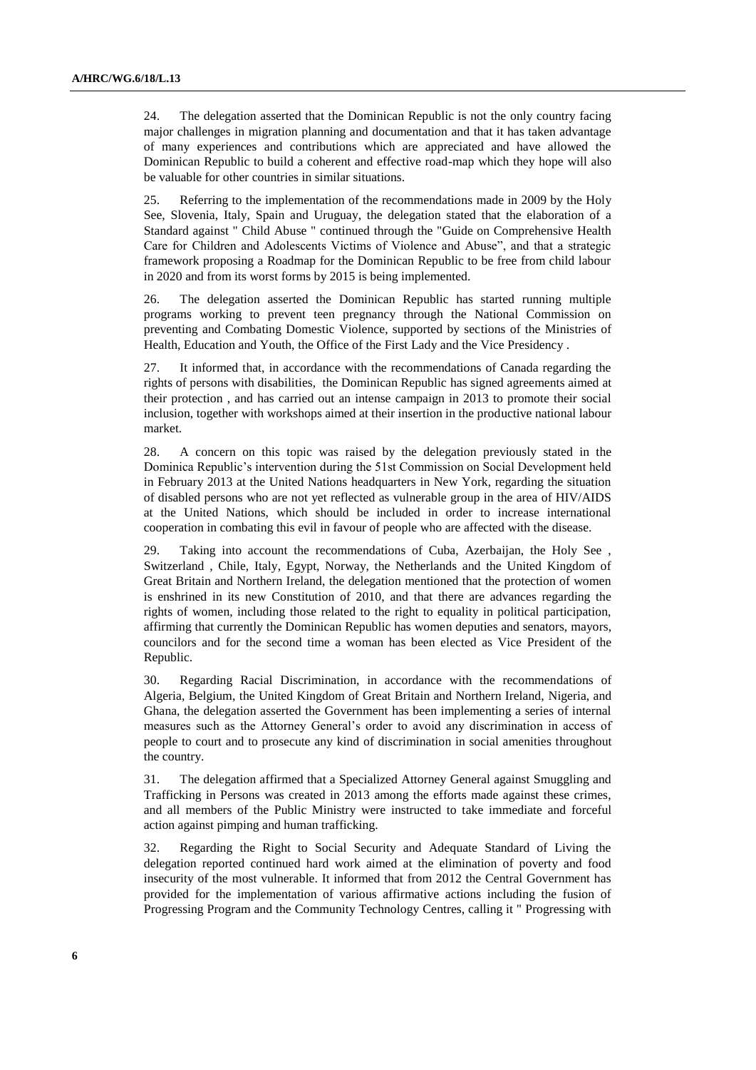24. The delegation asserted that the Dominican Republic is not the only country facing major challenges in migration planning and documentation and that it has taken advantage of many experiences and contributions which are appreciated and have allowed the Dominican Republic to build a coherent and effective road-map which they hope will also be valuable for other countries in similar situations.

25. Referring to the implementation of the recommendations made in 2009 by the Holy See, Slovenia, Italy, Spain and Uruguay, the delegation stated that the elaboration of a Standard against " Child Abuse " continued through the "Guide on Comprehensive Health Care for Children and Adolescents Victims of Violence and Abuse", and that a strategic framework proposing a Roadmap for the Dominican Republic to be free from child labour in 2020 and from its worst forms by 2015 is being implemented.

26. The delegation asserted the Dominican Republic has started running multiple programs working to prevent teen pregnancy through the National Commission on preventing and Combating Domestic Violence, supported by sections of the Ministries of Health, Education and Youth, the Office of the First Lady and the Vice Presidency .

27. It informed that, in accordance with the recommendations of Canada regarding the rights of persons with disabilities, the Dominican Republic has signed agreements aimed at their protection , and has carried out an intense campaign in 2013 to promote their social inclusion, together with workshops aimed at their insertion in the productive national labour market.

28. A concern on this topic was raised by the delegation previously stated in the Dominica Republic's intervention during the 51st Commission on Social Development held in February 2013 at the United Nations headquarters in New York, regarding the situation of disabled persons who are not yet reflected as vulnerable group in the area of HIV/AIDS at the United Nations, which should be included in order to increase international cooperation in combating this evil in favour of people who are affected with the disease.

29. Taking into account the recommendations of Cuba, Azerbaijan, the Holy See , Switzerland , Chile, Italy, Egypt, Norway, the Netherlands and the United Kingdom of Great Britain and Northern Ireland, the delegation mentioned that the protection of women is enshrined in its new Constitution of 2010, and that there are advances regarding the rights of women, including those related to the right to equality in political participation, affirming that currently the Dominican Republic has women deputies and senators, mayors, councilors and for the second time a woman has been elected as Vice President of the Republic.

30. Regarding Racial Discrimination, in accordance with the recommendations of Algeria, Belgium, the United Kingdom of Great Britain and Northern Ireland, Nigeria, and Ghana, the delegation asserted the Government has been implementing a series of internal measures such as the Attorney General's order to avoid any discrimination in access of people to court and to prosecute any kind of discrimination in social amenities throughout the country.

31. The delegation affirmed that a Specialized Attorney General against Smuggling and Trafficking in Persons was created in 2013 among the efforts made against these crimes, and all members of the Public Ministry were instructed to take immediate and forceful action against pimping and human trafficking.

32. Regarding the Right to Social Security and Adequate Standard of Living the delegation reported continued hard work aimed at the elimination of poverty and food insecurity of the most vulnerable. It informed that from 2012 the Central Government has provided for the implementation of various affirmative actions including the fusion of Progressing Program and the Community Technology Centres, calling it " Progressing with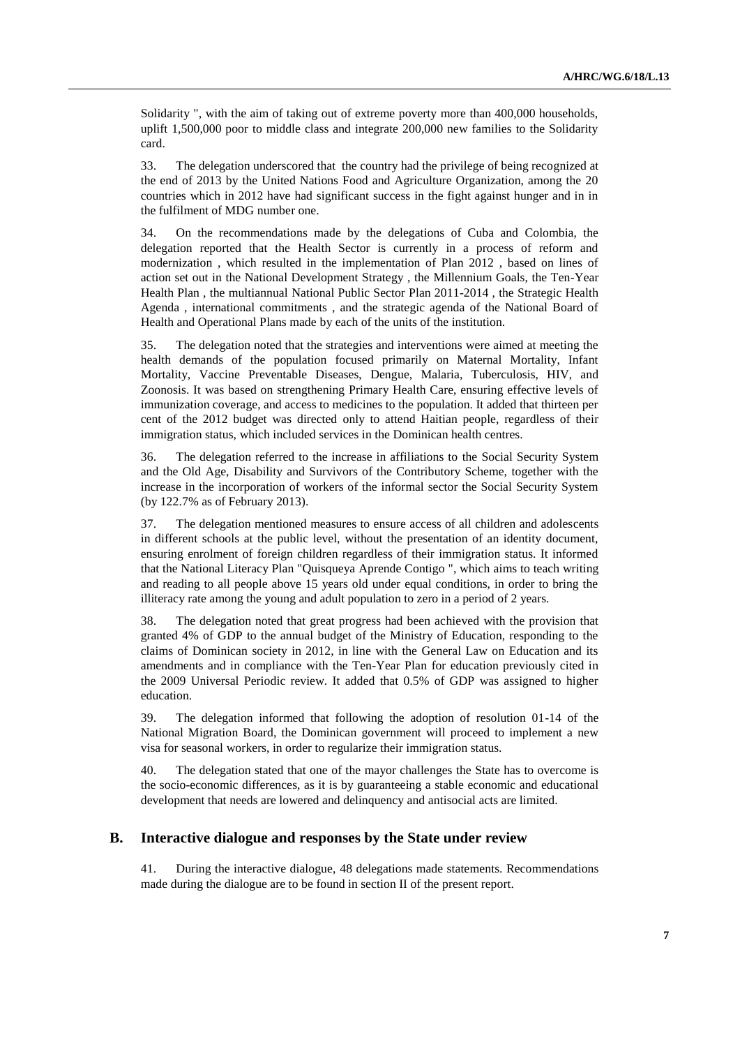Solidarity ", with the aim of taking out of extreme poverty more than 400,000 households, uplift 1,500,000 poor to middle class and integrate 200,000 new families to the Solidarity card.

33. The delegation underscored that the country had the privilege of being recognized at the end of 2013 by the United Nations Food and Agriculture Organization, among the 20 countries which in 2012 have had significant success in the fight against hunger and in in the fulfilment of MDG number one.

34. On the recommendations made by the delegations of Cuba and Colombia, the delegation reported that the Health Sector is currently in a process of reform and modernization , which resulted in the implementation of Plan 2012 , based on lines of action set out in the National Development Strategy , the Millennium Goals, the Ten-Year Health Plan , the multiannual National Public Sector Plan 2011-2014 , the Strategic Health Agenda , international commitments , and the strategic agenda of the National Board of Health and Operational Plans made by each of the units of the institution.

35. The delegation noted that the strategies and interventions were aimed at meeting the health demands of the population focused primarily on Maternal Mortality, Infant Mortality, Vaccine Preventable Diseases, Dengue, Malaria, Tuberculosis, HIV, and Zoonosis. It was based on strengthening Primary Health Care, ensuring effective levels of immunization coverage, and access to medicines to the population. It added that thirteen per cent of the 2012 budget was directed only to attend Haitian people, regardless of their immigration status, which included services in the Dominican health centres.

36. The delegation referred to the increase in affiliations to the Social Security System and the Old Age, Disability and Survivors of the Contributory Scheme, together with the increase in the incorporation of workers of the informal sector the Social Security System (by 122.7% as of February 2013).

37. The delegation mentioned measures to ensure access of all children and adolescents in different schools at the public level, without the presentation of an identity document, ensuring enrolment of foreign children regardless of their immigration status. It informed that the National Literacy Plan "Quisqueya Aprende Contigo ", which aims to teach writing and reading to all people above 15 years old under equal conditions, in order to bring the illiteracy rate among the young and adult population to zero in a period of 2 years.

38. The delegation noted that great progress had been achieved with the provision that granted 4% of GDP to the annual budget of the Ministry of Education, responding to the claims of Dominican society in 2012, in line with the General Law on Education and its amendments and in compliance with the Ten-Year Plan for education previously cited in the 2009 Universal Periodic review. It added that 0.5% of GDP was assigned to higher education.

39. The delegation informed that following the adoption of resolution 01-14 of the National Migration Board, the Dominican government will proceed to implement a new visa for seasonal workers, in order to regularize their immigration status.

40. The delegation stated that one of the mayor challenges the State has to overcome is the socio-economic differences, as it is by guaranteeing a stable economic and educational development that needs are lowered and delinquency and antisocial acts are limited.

## B. Interactive dialogue and responses by the State under review

41. During the interactive dialogue, 48 delegations made statements. Recommendations made during the dialogue are to be found in section II of the present report.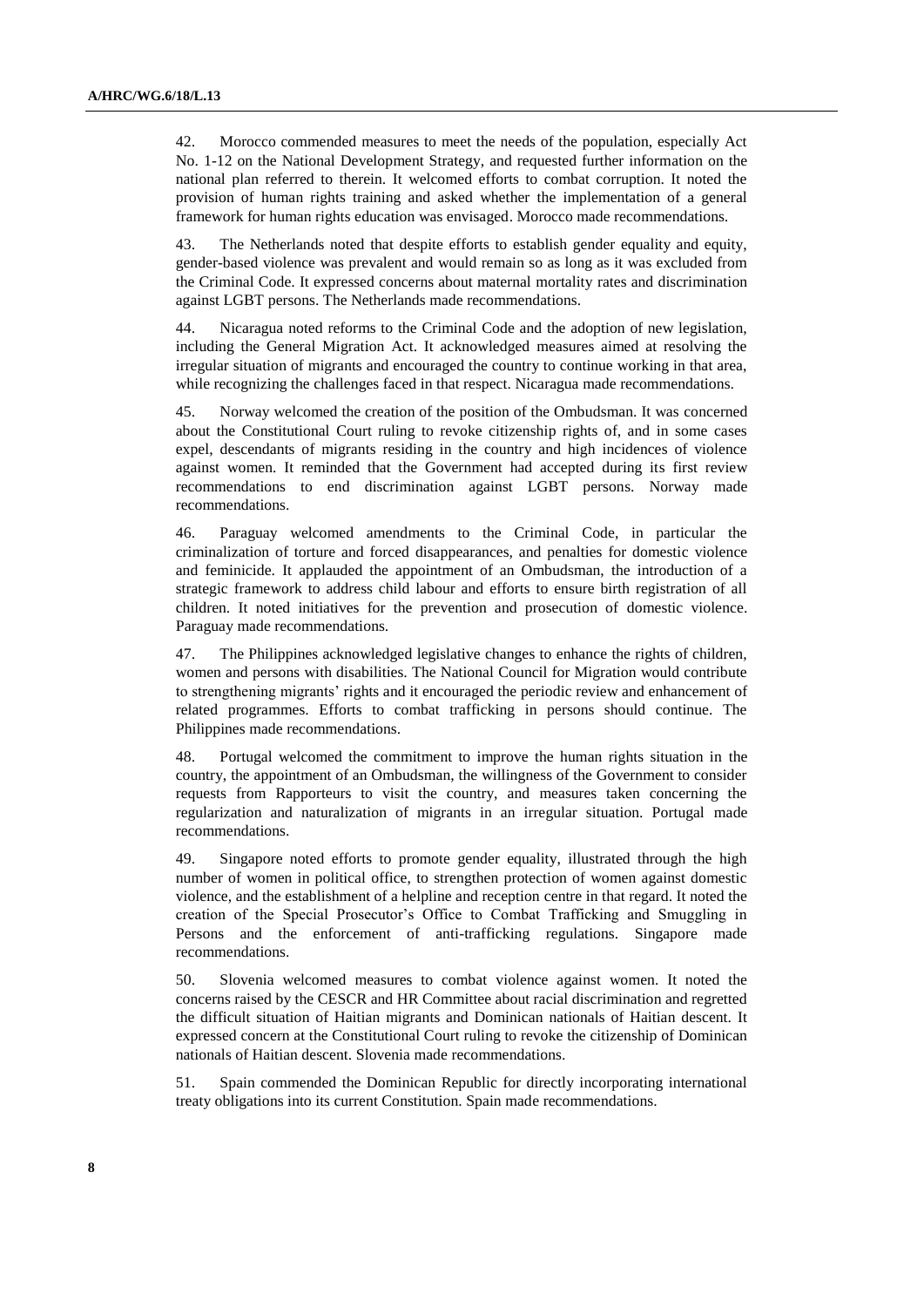42. Morocco commended measures to meet the needs of the population, especially Act No. 1-12 on the National Development Strategy, and requested further information on the national plan referred to therein. It welcomed efforts to combat corruption. It noted the provision of human rights training and asked whether the implementation of a general framework for human rights education was envisaged. Morocco made recommendations.

43. The Netherlands noted that despite efforts to establish gender equality and equity, gender-based violence was prevalent and would remain so as long as it was excluded from the Criminal Code. It expressed concerns about maternal mortality rates and discrimination against LGBT persons. The Netherlands made recommendations.

44. Nicaragua noted reforms to the Criminal Code and the adoption of new legislation, including the General Migration Act. It acknowledged measures aimed at resolving the irregular situation of migrants and encouraged the country to continue working in that area, while recognizing the challenges faced in that respect. Nicaragua made recommendations.

45. Norway welcomed the creation of the position of the Ombudsman. It was concerned about the Constitutional Court ruling to revoke citizenship rights of, and in some cases expel, descendants of migrants residing in the country and high incidences of violence against women. It reminded that the Government had accepted during its first review recommendations to end discrimination against LGBT persons. Norway made recommendations.

46. Paraguay welcomed amendments to the Criminal Code, in particular the criminalization of torture and forced disappearances, and penalties for domestic violence and feminicide. It applauded the appointment of an Ombudsman, the introduction of a strategic framework to address child labour and efforts to ensure birth registration of all children. It noted initiatives for the prevention and prosecution of domestic violence. Paraguay made recommendations.

47. The Philippines acknowledged legislative changes to enhance the rights of children, women and persons with disabilities. The National Council for Migration would contribute to strengthening migrants' rights and it encouraged the periodic review and enhancement of related programmes. Efforts to combat trafficking in persons should continue. The Philippines made recommendations.

48. Portugal welcomed the commitment to improve the human rights situation in the country, the appointment of an Ombudsman, the willingness of the Government to consider requests from Rapporteurs to visit the country, and measures taken concerning the regularization and naturalization of migrants in an irregular situation. Portugal made recommendations.

49. Singapore noted efforts to promote gender equality, illustrated through the high number of women in political office, to strengthen protection of women against domestic violence, and the establishment of a helpline and reception centre in that regard. It noted the creation of the Special Prosecutor's Office to Combat Trafficking and Smuggling in Persons and the enforcement of anti-trafficking regulations. Singapore made recommendations.

50. Slovenia welcomed measures to combat violence against women. It noted the concerns raised by the CESCR and HR Committee about racial discrimination and regretted the difficult situation of Haitian migrants and Dominican nationals of Haitian descent. It expressed concern at the Constitutional Court ruling to revoke the citizenship of Dominican nationals of Haitian descent. Slovenia made recommendations.

51. Spain commended the Dominican Republic for directly incorporating international treaty obligations into its current Constitution. Spain made recommendations.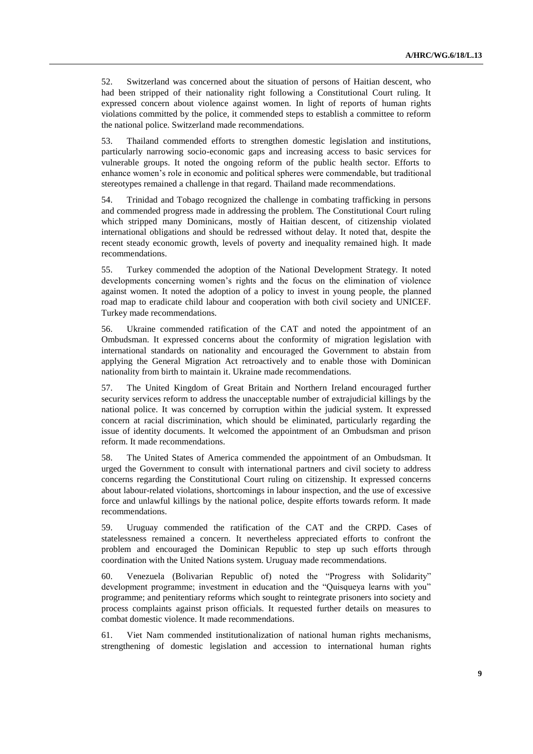52. Switzerland was concerned about the situation of persons of Haitian descent, who had been stripped of their nationality right following a Constitutional Court ruling. It expressed concern about violence against women. In light of reports of human rights violations committed by the police, it commended steps to establish a committee to reform the national police. Switzerland made recommendations.

53. Thailand commended efforts to strengthen domestic legislation and institutions, particularly narrowing socio-economic gaps and increasing access to basic services for vulnerable groups. It noted the ongoing reform of the public health sector. Efforts to enhance women's role in economic and political spheres were commendable, but traditional stereotypes remained a challenge in that regard. Thailand made recommendations.

54. Trinidad and Tobago recognized the challenge in combating trafficking in persons and commended progress made in addressing the problem. The Constitutional Court ruling which stripped many Dominicans, mostly of Haitian descent, of citizenship violated international obligations and should be redressed without delay. It noted that, despite the recent steady economic growth, levels of poverty and inequality remained high. It made recommendations.

55. Turkey commended the adoption of the National Development Strategy. It noted developments concerning women's rights and the focus on the elimination of violence against women. It noted the adoption of a policy to invest in young people, the planned road map to eradicate child labour and cooperation with both civil society and UNICEF. Turkey made recommendations.

56. Ukraine commended ratification of the CAT and noted the appointment of an Ombudsman. It expressed concerns about the conformity of migration legislation with international standards on nationality and encouraged the Government to abstain from applying the General Migration Act retroactively and to enable those with Dominican nationality from birth to maintain it. Ukraine made recommendations.

57. The United Kingdom of Great Britain and Northern Ireland encouraged further security services reform to address the unacceptable number of extrajudicial killings by the national police. It was concerned by corruption within the judicial system. It expressed concern at racial discrimination, which should be eliminated, particularly regarding the issue of identity documents. It welcomed the appointment of an Ombudsman and prison reform. It made recommendations.

58. The United States of America commended the appointment of an Ombudsman. It urged the Government to consult with international partners and civil society to address concerns regarding the Constitutional Court ruling on citizenship. It expressed concerns about labour-related violations, shortcomings in labour inspection, and the use of excessive force and unlawful killings by the national police, despite efforts towards reform. It made recommendations.

59. Uruguay commended the ratification of the CAT and the CRPD. Cases of statelessness remained a concern. It nevertheless appreciated efforts to confront the problem and encouraged the Dominican Republic to step up such efforts through coordination with the United Nations system. Uruguay made recommendations.

60. Venezuela (Bolivarian Republic of) noted the "Progress with Solidarity" development programme; investment in education and the "Quisqueya learns with you" programme; and penitentiary reforms which sought to reintegrate prisoners into society and process complaints against prison officials. It requested further details on measures to combat domestic violence. It made recommendations.

61. Viet Nam commended institutionalization of national human rights mechanisms, strengthening of domestic legislation and accession to international human rights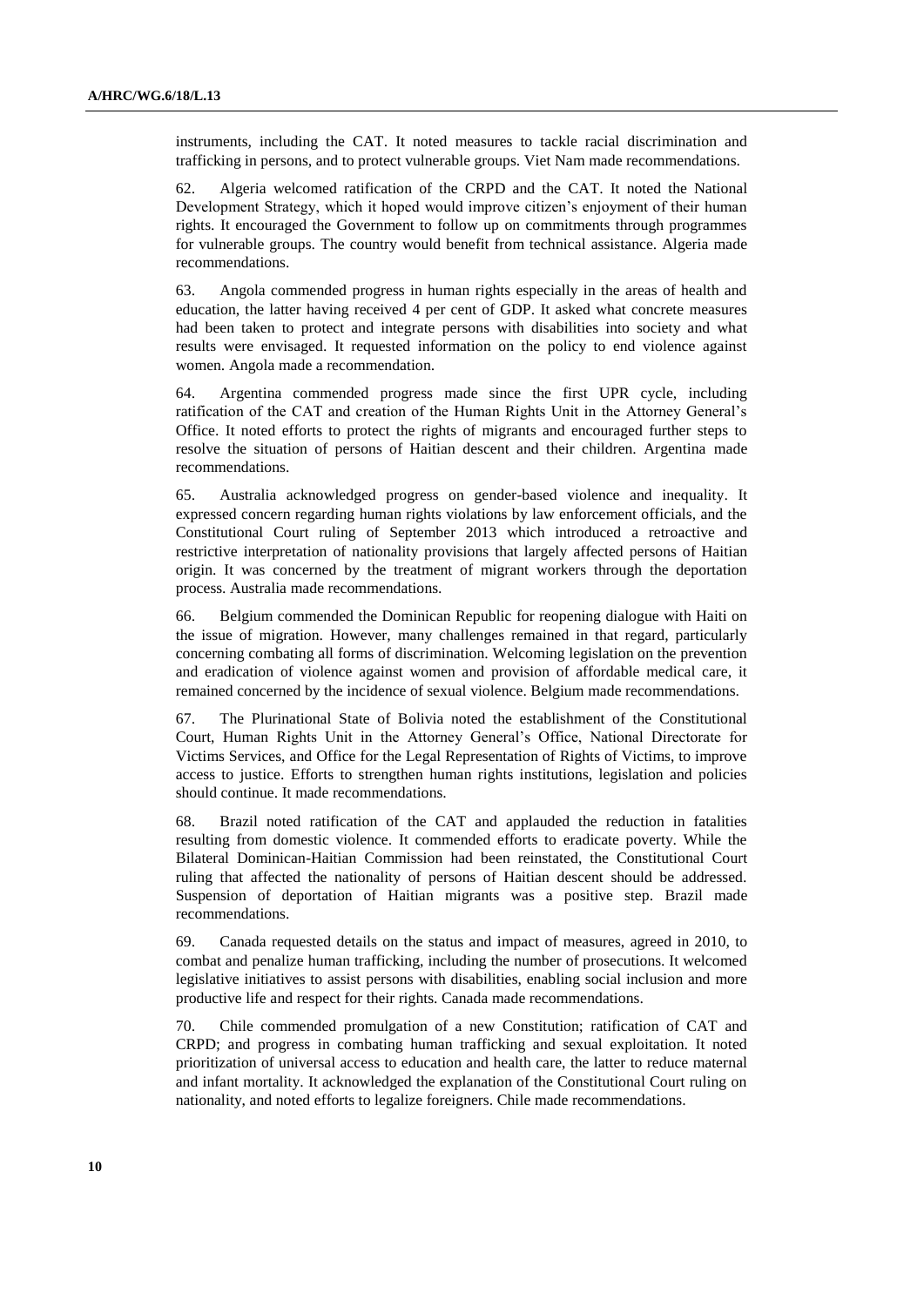instruments, including the CAT. It noted measures to tackle racial discrimination and trafficking in persons, and to protect vulnerable groups. Viet Nam made recommendations.

62. Algeria welcomed ratification of the CRPD and the CAT. It noted the National Development Strategy, which it hoped would improve citizen's enjoyment of their human rights. It encouraged the Government to follow up on commitments through programmes for vulnerable groups. The country would benefit from technical assistance. Algeria made recommendations.

63. Angola commended progress in human rights especially in the areas of health and education, the latter having received 4 per cent of GDP. It asked what concrete measures had been taken to protect and integrate persons with disabilities into society and what results were envisaged. It requested information on the policy to end violence against women. Angola made a recommendation.

64. Argentina commended progress made since the first UPR cycle, including ratification of the CAT and creation of the Human Rights Unit in the Attorney General's Office. It noted efforts to protect the rights of migrants and encouraged further steps to resolve the situation of persons of Haitian descent and their children. Argentina made recommendations.

65. Australia acknowledged progress on gender-based violence and inequality. It expressed concern regarding human rights violations by law enforcement officials, and the Constitutional Court ruling of September 2013 which introduced a retroactive and restrictive interpretation of nationality provisions that largely affected persons of Haitian origin. It was concerned by the treatment of migrant workers through the deportation process. Australia made recommendations.

66. Belgium commended the Dominican Republic for reopening dialogue with Haiti on the issue of migration. However, many challenges remained in that regard, particularly concerning combating all forms of discrimination. Welcoming legislation on the prevention and eradication of violence against women and provision of affordable medical care, it remained concerned by the incidence of sexual violence. Belgium made recommendations.

67. The Plurinational State of Bolivia noted the establishment of the Constitutional Court, Human Rights Unit in the Attorney General's Office, National Directorate for Victims Services, and Office for the Legal Representation of Rights of Victims, to improve access to justice. Efforts to strengthen human rights institutions, legislation and policies should continue. It made recommendations.

68. Brazil noted ratification of the CAT and applauded the reduction in fatalities resulting from domestic violence. It commended efforts to eradicate poverty. While the Bilateral Dominican-Haitian Commission had been reinstated, the Constitutional Court ruling that affected the nationality of persons of Haitian descent should be addressed. Suspension of deportation of Haitian migrants was a positive step. Brazil made recommendations.

69. Canada requested details on the status and impact of measures, agreed in 2010, to combat and penalize human trafficking, including the number of prosecutions. It welcomed legislative initiatives to assist persons with disabilities, enabling social inclusion and more productive life and respect for their rights. Canada made recommendations.

70. Chile commended promulgation of a new Constitution; ratification of CAT and CRPD; and progress in combating human trafficking and sexual exploitation. It noted prioritization of universal access to education and health care, the latter to reduce maternal and infant mortality. It acknowledged the explanation of the Constitutional Court ruling on nationality, and noted efforts to legalize foreigners. Chile made recommendations.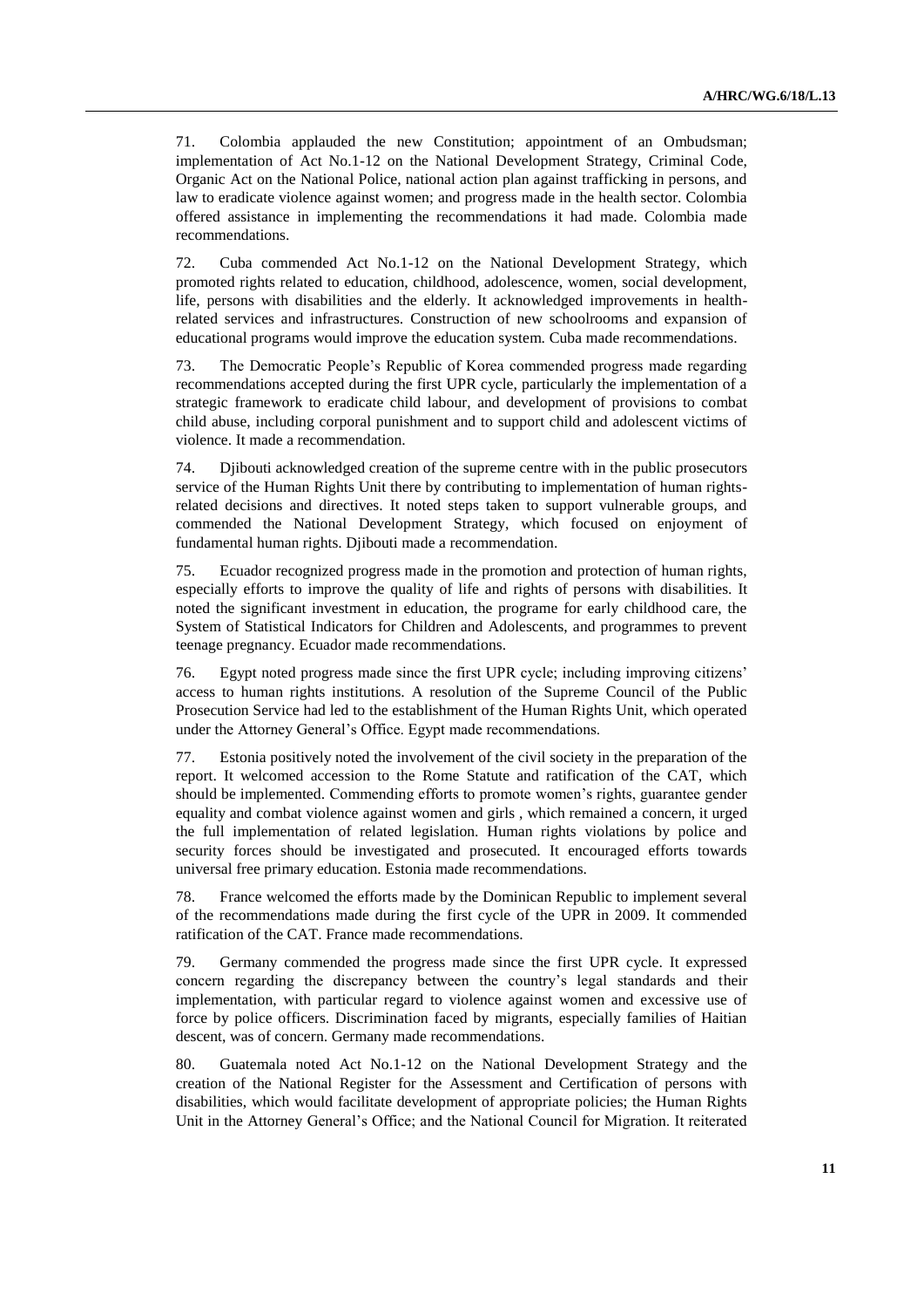71. Colombia applauded the new Constitution; appointment of an Ombudsman; implementation of Act No.1-12 on the National Development Strategy, Criminal Code, Organic Act on the National Police, national action plan against trafficking in persons, and law to eradicate violence against women; and progress made in the health sector. Colombia offered assistance in implementing the recommendations it had made. Colombia made recommendations.

72. Cuba commended Act No.1-12 on the National Development Strategy, which promoted rights related to education, childhood, adolescence, women, social development, life, persons with disabilities and the elderly. It acknowledged improvements in health-related services and infrastructures. Construction of new schoolrooms and expansion of educational programs would improve the education system. Cuba made recommendations.

73. The Democratic People's Republic of Korea commended progress made regarding recommendations accepted during the first UPR cycle, particularly the implementation of a strategic framework to eradicate child labour, and development of provisions to combat child abuse, including corporal punishment and to support child and adolescent victims of violence. It made a recommendation.

74. Djibouti acknowledged creation of the supreme centre with in the public prosecutors service of the Human Rights Unit there by contributing to implementation of human rights-related decisions and directives. It noted steps taken to support vulnerable groups, and commended the National Development Strategy, which focused on enjoyment of fundamental human rights. Djibouti made a recommendation.

75. Ecuador recognized progress made in the promotion and protection of human rights, especially efforts to improve the quality of life and rights of persons with disabilities. It noted the significant investment in education, the programe for early childhood care, the System of Statistical Indicators for Children and Adolescents, and programmes to prevent teenage pregnancy. Ecuador made recommendations.

76. Egypt noted progress made since the first UPR cycle; including improving citizens' access to human rights institutions. A resolution of the Supreme Council of the Public Prosecution Service had led to the establishment of the Human Rights Unit, which operated under the Attorney General's Office. Egypt made recommendations.

77. Estonia positively noted the involvement of the civil society in the preparation of the report. It welcomed accession to the Rome Statute and ratification of the CAT, which should be implemented. Commending efforts to promote women's rights, guarantee gender equality and combat violence against women and girls , which remained a concern, it urged the full implementation of related legislation. Human rights violations by police and security forces should be investigated and prosecuted. It encouraged efforts towards universal free primary education. Estonia made recommendations.

78. France welcomed the efforts made by the Dominican Republic to implement several of the recommendations made during the first cycle of the UPR in 2009. It commended ratification of the CAT. France made recommendations.

79. Germany commended the progress made since the first UPR cycle. It expressed concern regarding the discrepancy between the country's legal standards and their implementation, with particular regard to violence against women and excessive use of force by police officers. Discrimination faced by migrants, especially families of Haitian descent, was of concern. Germany made recommendations.

80. Guatemala noted Act No.1-12 on the National Development Strategy and the creation of the National Register for the Assessment and Certification of persons with disabilities, which would facilitate development of appropriate policies; the Human Rights Unit in the Attorney General's Office; and the National Council for Migration. It reiterated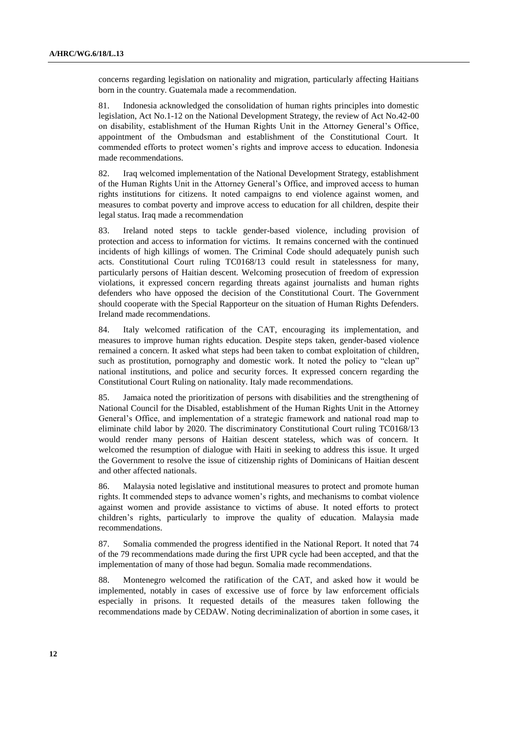concerns regarding legislation on nationality and migration, particularly affecting Haitians born in the country. Guatemala made a recommendation.

81. Indonesia acknowledged the consolidation of human rights principles into domestic legislation, Act No.1-12 on the National Development Strategy, the review of Act No.42-00 on disability, establishment of the Human Rights Unit in the Attorney General's Office, appointment of the Ombudsman and establishment of the Constitutional Court. It commended efforts to protect women's rights and improve access to education. Indonesia made recommendations.

82. Iraq welcomed implementation of the National Development Strategy, establishment of the Human Rights Unit in the Attorney General's Office, and improved access to human rights institutions for citizens. It noted campaigns to end violence against women, and measures to combat poverty and improve access to education for all children, despite their legal status. Iraq made a recommendation

83. Ireland noted steps to tackle gender-based violence, including provision of protection and access to information for victims. It remains concerned with the continued incidents of high killings of women. The Criminal Code should adequately punish such acts. Constitutional Court ruling TC0168/13 could result in statelessness for many, particularly persons of Haitian descent. Welcoming prosecution of freedom of expression violations, it expressed concern regarding threats against journalists and human rights defenders who have opposed the decision of the Constitutional Court. The Government should cooperate with the Special Rapporteur on the situation of Human Rights Defenders. Ireland made recommendations.

84. Italy welcomed ratification of the CAT, encouraging its implementation, and measures to improve human rights education. Despite steps taken, gender-based violence remained a concern. It asked what steps had been taken to combat exploitation of children, such as prostitution, pornography and domestic work. It noted the policy to "clean up" national institutions, and police and security forces. It expressed concern regarding the Constitutional Court Ruling on nationality. Italy made recommendations.

85. Jamaica noted the prioritization of persons with disabilities and the strengthening of National Council for the Disabled, establishment of the Human Rights Unit in the Attorney General's Office, and implementation of a strategic framework and national road map to eliminate child labor by 2020. The discriminatory Constitutional Court ruling TC0168/13 would render many persons of Haitian descent stateless, which was of concern. It welcomed the resumption of dialogue with Haiti in seeking to address this issue. It urged the Government to resolve the issue of citizenship rights of Dominicans of Haitian descent and other affected nationals.

86. Malaysia noted legislative and institutional measures to protect and promote human rights. It commended steps to advance women's rights, and mechanisms to combat violence against women and provide assistance to victims of abuse. It noted efforts to protect children's rights, particularly to improve the quality of education. Malaysia made recommendations.

87. Somalia commended the progress identified in the National Report. It noted that 74 of the 79 recommendations made during the first UPR cycle had been accepted, and that the implementation of many of those had begun. Somalia made recommendations.

88. Montenegro welcomed the ratification of the CAT, and asked how it would be implemented, notably in cases of excessive use of force by law enforcement officials especially in prisons. It requested details of the measures taken following the recommendations made by CEDAW. Noting decriminalization of abortion in some cases, it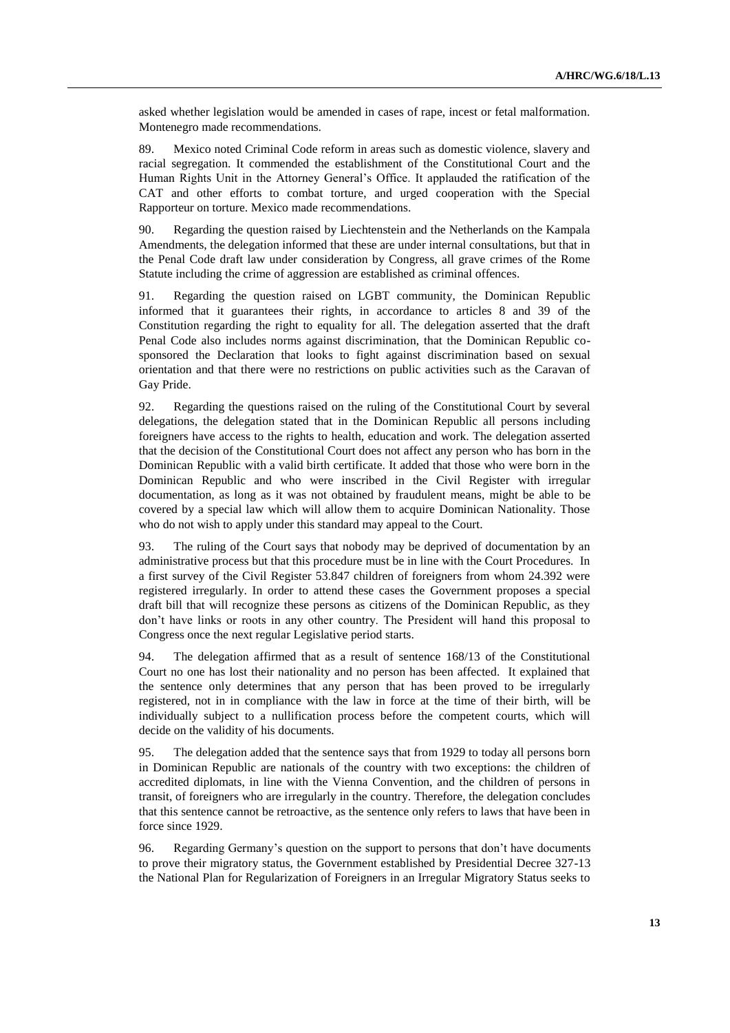asked whether legislation would be amended in cases of rape, incest or fetal malformation. Montenegro made recommendations.

89. Mexico noted Criminal Code reform in areas such as domestic violence, slavery and racial segregation. It commended the establishment of the Constitutional Court and the Human Rights Unit in the Attorney General's Office. It applauded the ratification of the CAT and other efforts to combat torture, and urged cooperation with the Special Rapporteur on torture. Mexico made recommendations.

90. Regarding the question raised by Liechtenstein and the Netherlands on the Kampala Amendments, the delegation informed that these are under internal consultations, but that in the Penal Code draft law under consideration by Congress, all grave crimes of the Rome Statute including the crime of aggression are established as criminal offences.

91. Regarding the question raised on LGBT community, the Dominican Republic informed that it guarantees their rights, in accordance to articles 8 and 39 of the Constitution regarding the right to equality for all. The delegation asserted that the draft Penal Code also includes norms against discrimination, that the Dominican Republic co-sponsored the Declaration that looks to fight against discrimination based on sexual orientation and that there were no restrictions on public activities such as the Caravan of Gay Pride.

92. Regarding the questions raised on the ruling of the Constitutional Court by several delegations, the delegation stated that in the Dominican Republic all persons including foreigners have access to the rights to health, education and work. The delegation asserted that the decision of the Constitutional Court does not affect any person who has born in the Dominican Republic with a valid birth certificate. It added that those who were born in the Dominican Republic and who were inscribed in the Civil Register with irregular documentation, as long as it was not obtained by fraudulent means, might be able to be covered by a special law which will allow them to acquire Dominican Nationality. Those who do not wish to apply under this standard may appeal to the Court.

93. The ruling of the Court says that nobody may be deprived of documentation by an administrative process but that this procedure must be in line with the Court Procedures. In a first survey of the Civil Register 53.847 children of foreigners from whom 24.392 were registered irregularly. In order to attend these cases the Government proposes a special draft bill that will recognize these persons as citizens of the Dominican Republic, as they don't have links or roots in any other country. The President will hand this proposal to Congress once the next regular Legislative period starts.

94. The delegation affirmed that as a result of sentence 168/13 of the Constitutional Court no one has lost their nationality and no person has been affected. It explained that the sentence only determines that any person that has been proved to be irregularly registered, not in in compliance with the law in force at the time of their birth, will be individually subject to a nullification process before the competent courts, which will decide on the validity of his documents.

95. The delegation added that the sentence says that from 1929 to today all persons born in Dominican Republic are nationals of the country with two exceptions: the children of accredited diplomats, in line with the Vienna Convention, and the children of persons in transit, of foreigners who are irregularly in the country. Therefore, the delegation concludes that this sentence cannot be retroactive, as the sentence only refers to laws that have been in force since 1929.

96. Regarding Germany's question on the support to persons that don't have documents to prove their migratory status, the Government established by Presidential Decree 327-13 the National Plan for Regularization of Foreigners in an Irregular Migratory Status seeks to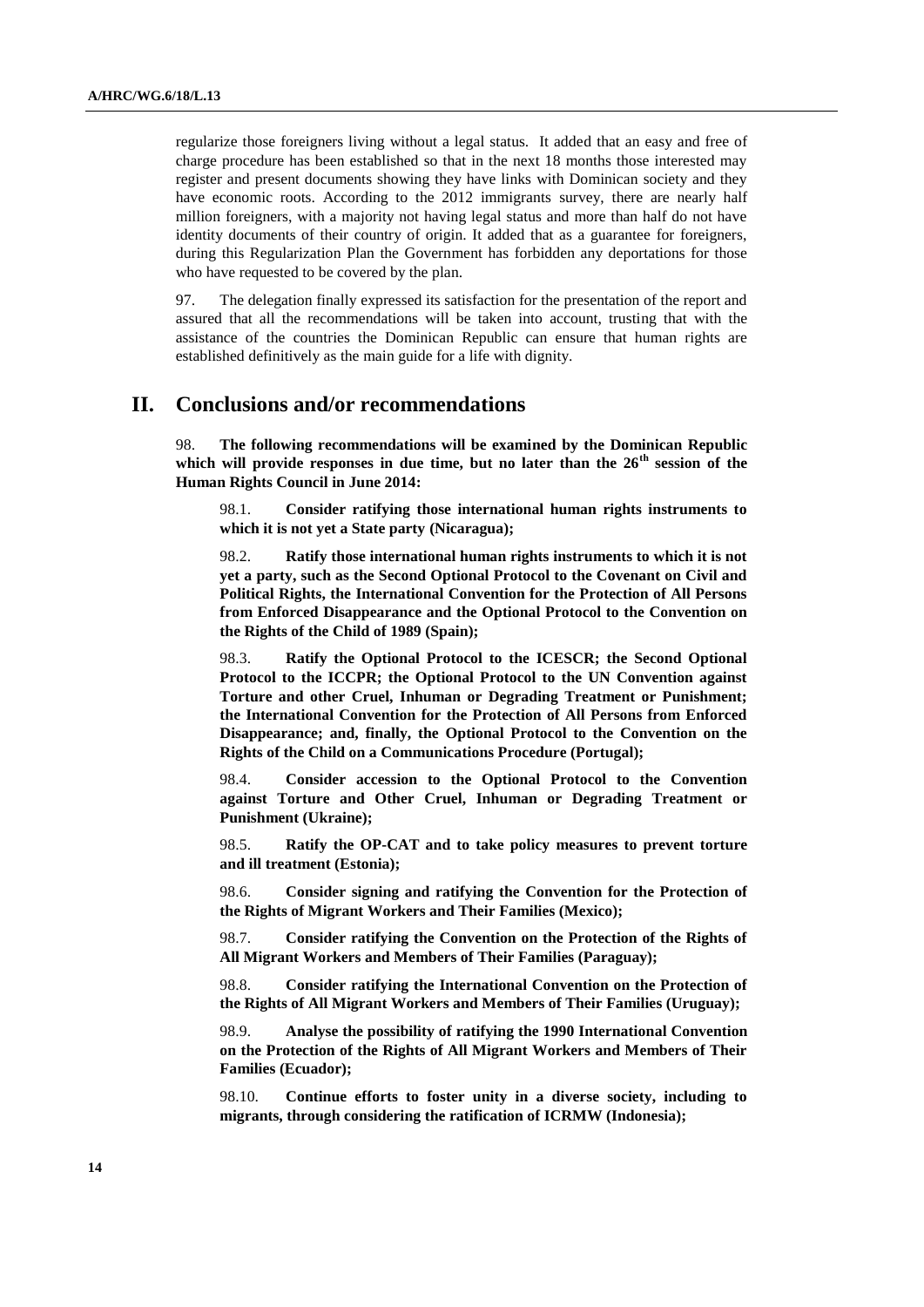regularize those foreigners living without a legal status. It added that an easy and free of charge procedure has been established so that in the next 18 months those interested may register and present documents showing they have links with Dominican society and they have economic roots. According to the 2012 immigrants survey, there are nearly half million foreigners, with a majority not having legal status and more than half do not have identity documents of their country of origin. It added that as a guarantee for foreigners, during this Regularization Plan the Government has forbidden any deportations for those who have requested to be covered by the plan.

97. The delegation finally expressed its satisfaction for the presentation of the report and assured that all the recommendations will be taken into account, trusting that with the assistance of the countries the Dominican Republic can ensure that human rights are established definitively as the main guide for a life with dignity.

# II. Conclusions and/or recommendations

98. **The following recommendations will be examined by the Dominican Republic which will provide responses in due time, but no later than the 26th session of the Human Rights Council in June 2014:**

> 98.1. **Consider ratifying those international human rights instruments to which it is not yet a State party (Nicaragua);**
>
> 98.2. **Ratify those international human rights instruments to which it is not yet a party, such as the Second Optional Protocol to the Covenant on Civil and Political Rights, the International Convention for the Protection of All Persons from Enforced Disappearance and the Optional Protocol to the Convention on the Rights of the Child of 1989 (Spain);**
>
> 98.3. **Ratify the Optional Protocol to the ICESCR; the Second Optional Protocol to the ICCPR; the Optional Protocol to the UN Convention against Torture and other Cruel, Inhuman or Degrading Treatment or Punishment; the International Convention for the Protection of All Persons from Enforced Disappearance; and, finally, the Optional Protocol to the Convention on the Rights of the Child on a Communications Procedure (Portugal);**
>
> 98.4. **Consider accession to the Optional Protocol to the Convention against Torture and Other Cruel, Inhuman or Degrading Treatment or Punishment (Ukraine);**
>
> 98.5. **Ratify the OP-CAT and to take policy measures to prevent torture and ill treatment (Estonia);**
>
> 98.6. **Consider signing and ratifying the Convention for the Protection of the Rights of Migrant Workers and Their Families (Mexico);**
>
> 98.7. **Consider ratifying the Convention on the Protection of the Rights of All Migrant Workers and Members of Their Families (Paraguay);**
>
> 98.8. **Consider ratifying the International Convention on the Protection of the Rights of All Migrant Workers and Members of Their Families (Uruguay);**
>
> 98.9. **Analyse the possibility of ratifying the 1990 International Convention on the Protection of the Rights of All Migrant Workers and Members of Their Families (Ecuador);**
>
> 98.10. **Continue efforts to foster unity in a diverse society, including to migrants, through considering the ratification of ICRMW (Indonesia);**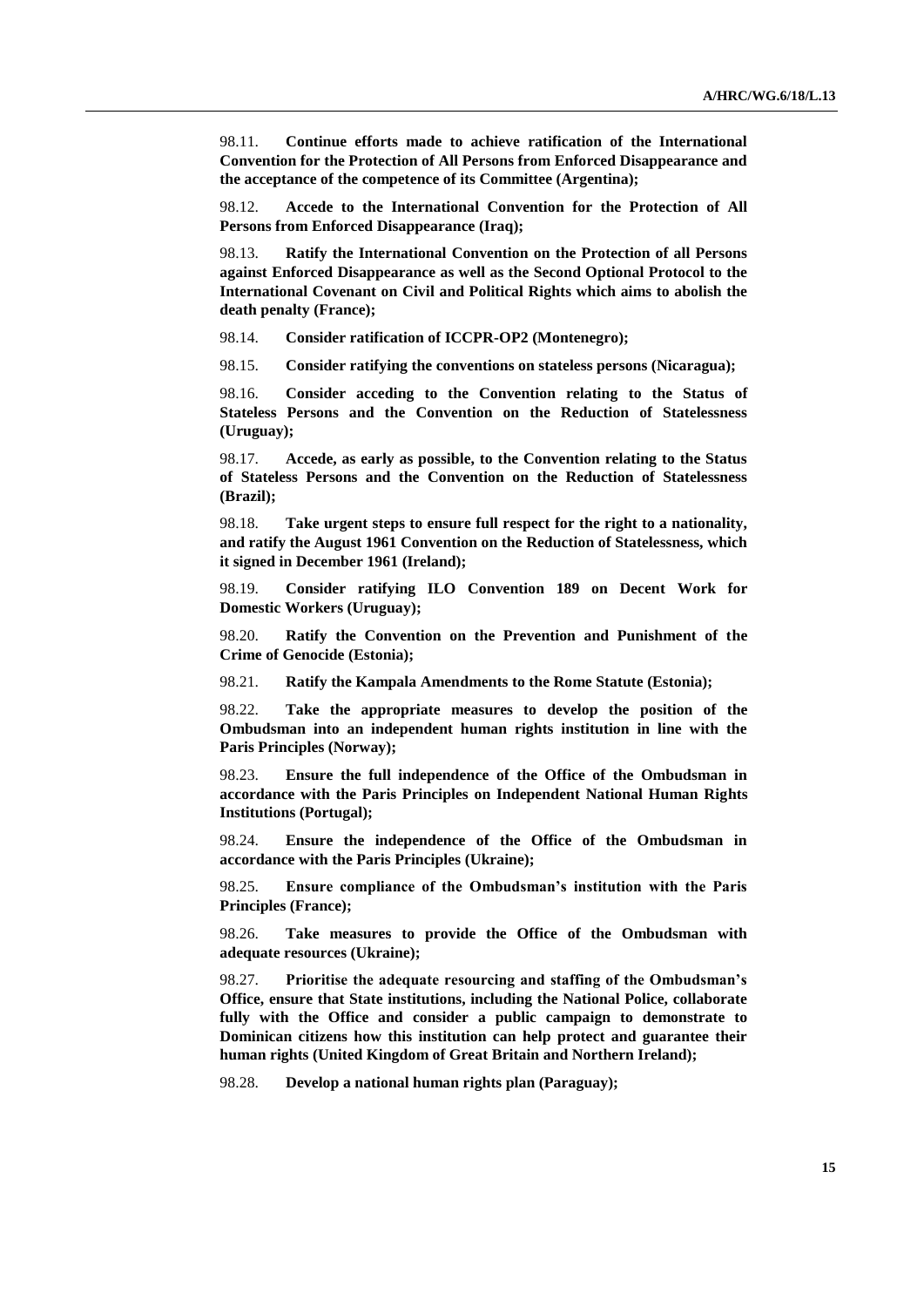98.11. **Continue efforts made to achieve ratification of the International Convention for the Protection of All Persons from Enforced Disappearance and the acceptance of the competence of its Committee (Argentina);**

98.12. **Accede to the International Convention for the Protection of All Persons from Enforced Disappearance (Iraq);**

98.13. **Ratify the International Convention on the Protection of all Persons against Enforced Disappearance as well as the Second Optional Protocol to the International Covenant on Civil and Political Rights which aims to abolish the death penalty (France);**

98.14. **Consider ratification of ICCPR-OP2 (Montenegro);**

98.15. **Consider ratifying the conventions on stateless persons (Nicaragua);**

98.16. **Consider acceding to the Convention relating to the Status of Stateless Persons and the Convention on the Reduction of Statelessness (Uruguay);**

98.17. **Accede, as early as possible, to the Convention relating to the Status of Stateless Persons and the Convention on the Reduction of Statelessness (Brazil);**

98.18. **Take urgent steps to ensure full respect for the right to a nationality, and ratify the August 1961 Convention on the Reduction of Statelessness, which it signed in December 1961 (Ireland);**

98.19. **Consider ratifying ILO Convention 189 on Decent Work for Domestic Workers (Uruguay);**

98.20. **Ratify the Convention on the Prevention and Punishment of the Crime of Genocide (Estonia);**

98.21. **Ratify the Kampala Amendments to the Rome Statute (Estonia);**

98.22. **Take the appropriate measures to develop the position of the Ombudsman into an independent human rights institution in line with the Paris Principles (Norway);**

98.23. **Ensure the full independence of the Office of the Ombudsman in accordance with the Paris Principles on Independent National Human Rights Institutions (Portugal);**

98.24. **Ensure the independence of the Office of the Ombudsman in accordance with the Paris Principles (Ukraine);**

98.25. **Ensure compliance of the Ombudsman's institution with the Paris Principles (France);**

98.26. **Take measures to provide the Office of the Ombudsman with adequate resources (Ukraine);**

98.27. **Prioritise the adequate resourcing and staffing of the Ombudsman's Office, ensure that State institutions, including the National Police, collaborate fully with the Office and consider a public campaign to demonstrate to Dominican citizens how this institution can help protect and guarantee their human rights (United Kingdom of Great Britain and Northern Ireland);**

98.28. **Develop a national human rights plan (Paraguay);**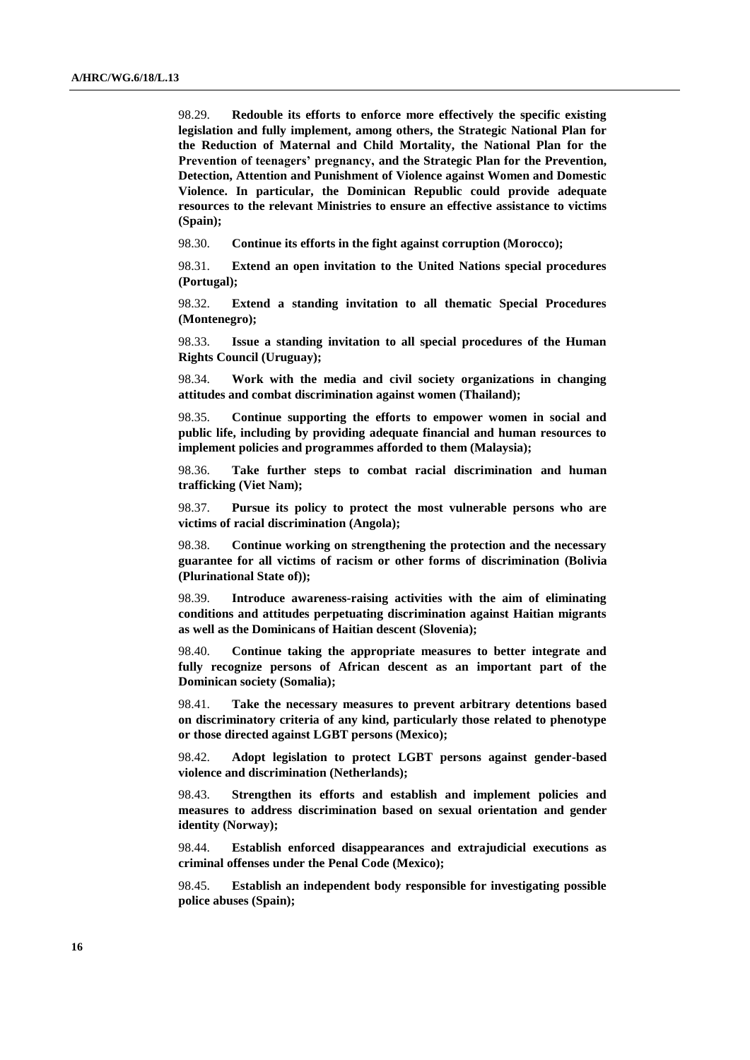98.29. **Redouble its efforts to enforce more effectively the specific existing legislation and fully implement, among others, the Strategic National Plan for the Reduction of Maternal and Child Mortality, the National Plan for the Prevention of teenagers' pregnancy, and the Strategic Plan for the Prevention, Detection, Attention and Punishment of Violence against Women and Domestic Violence. In particular, the Dominican Republic could provide adequate resources to the relevant Ministries to ensure an effective assistance to victims (Spain);**

98.30. **Continue its efforts in the fight against corruption (Morocco);**

98.31. **Extend an open invitation to the United Nations special procedures (Portugal);**

98.32. **Extend a standing invitation to all thematic Special Procedures (Montenegro);**

98.33. **Issue a standing invitation to all special procedures of the Human Rights Council (Uruguay);**

98.34. **Work with the media and civil society organizations in changing attitudes and combat discrimination against women (Thailand);**

98.35. **Continue supporting the efforts to empower women in social and public life, including by providing adequate financial and human resources to implement policies and programmes afforded to them (Malaysia);**

98.36. **Take further steps to combat racial discrimination and human trafficking (Viet Nam);**

98.37. **Pursue its policy to protect the most vulnerable persons who are victims of racial discrimination (Angola);**

98.38. **Continue working on strengthening the protection and the necessary guarantee for all victims of racism or other forms of discrimination (Bolivia (Plurinational State of));**

98.39. **Introduce awareness-raising activities with the aim of eliminating conditions and attitudes perpetuating discrimination against Haitian migrants as well as the Dominicans of Haitian descent (Slovenia);**

98.40. **Continue taking the appropriate measures to better integrate and fully recognize persons of African descent as an important part of the Dominican society (Somalia);**

98.41. **Take the necessary measures to prevent arbitrary detentions based on discriminatory criteria of any kind, particularly those related to phenotype or those directed against LGBT persons (Mexico);**

98.42. **Adopt legislation to protect LGBT persons against gender-based violence and discrimination (Netherlands);**

98.43. **Strengthen its efforts and establish and implement policies and measures to address discrimination based on sexual orientation and gender identity (Norway);**

98.44. **Establish enforced disappearances and extrajudicial executions as criminal offenses under the Penal Code (Mexico);**

98.45. **Establish an independent body responsible for investigating possible police abuses (Spain);**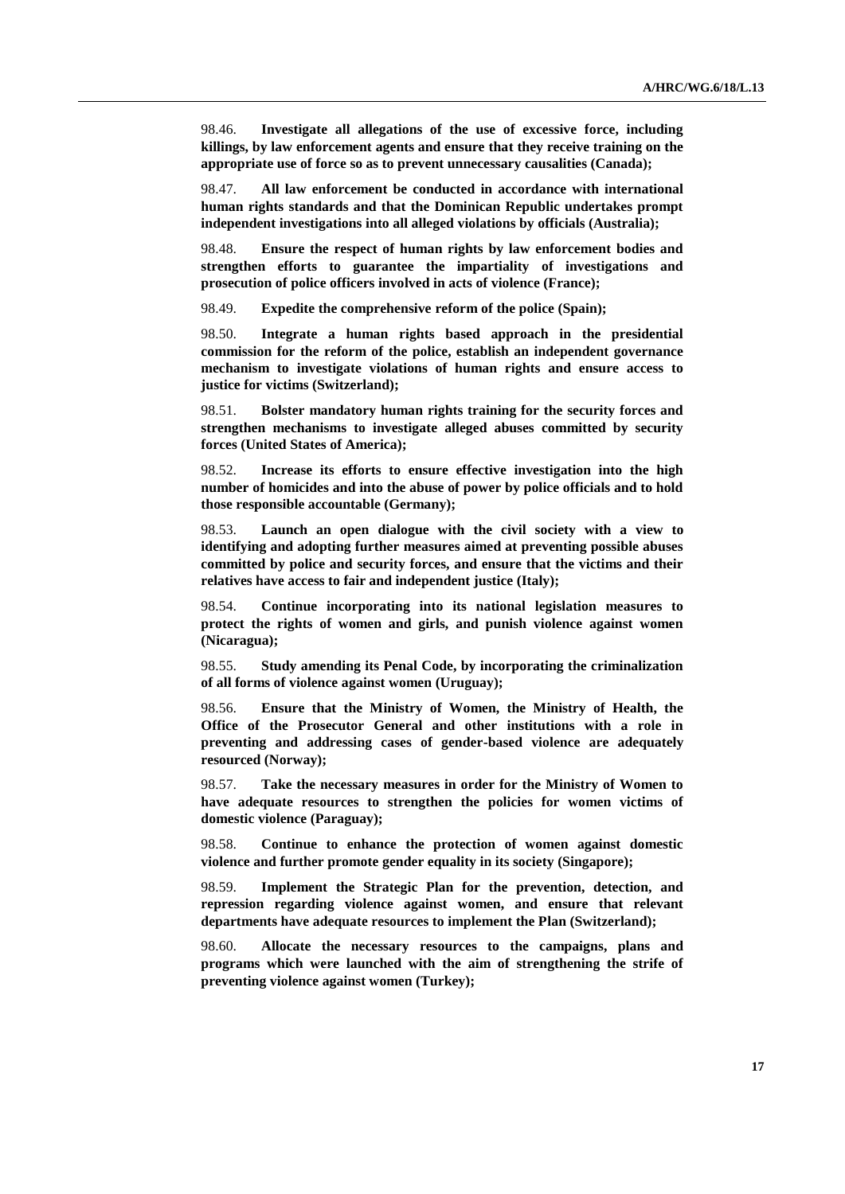98.46. **Investigate all allegations of the use of excessive force, including killings, by law enforcement agents and ensure that they receive training on the appropriate use of force so as to prevent unnecessary causalities (Canada);**

98.47. **All law enforcement be conducted in accordance with international human rights standards and that the Dominican Republic undertakes prompt independent investigations into all alleged violations by officials (Australia);**

98.48. **Ensure the respect of human rights by law enforcement bodies and strengthen efforts to guarantee the impartiality of investigations and prosecution of police officers involved in acts of violence (France);**

98.49. **Expedite the comprehensive reform of the police (Spain);**

98.50. **Integrate a human rights based approach in the presidential commission for the reform of the police, establish an independent governance mechanism to investigate violations of human rights and ensure access to justice for victims (Switzerland);**

98.51. **Bolster mandatory human rights training for the security forces and strengthen mechanisms to investigate alleged abuses committed by security forces (United States of America);**

98.52. **Increase its efforts to ensure effective investigation into the high number of homicides and into the abuse of power by police officials and to hold those responsible accountable (Germany);**

98.53. **Launch an open dialogue with the civil society with a view to identifying and adopting further measures aimed at preventing possible abuses committed by police and security forces, and ensure that the victims and their relatives have access to fair and independent justice (Italy);**

98.54. **Continue incorporating into its national legislation measures to protect the rights of women and girls, and punish violence against women (Nicaragua);**

98.55. **Study amending its Penal Code, by incorporating the criminalization of all forms of violence against women (Uruguay);**

98.56. **Ensure that the Ministry of Women, the Ministry of Health, the Office of the Prosecutor General and other institutions with a role in preventing and addressing cases of gender-based violence are adequately resourced (Norway);**

98.57. **Take the necessary measures in order for the Ministry of Women to have adequate resources to strengthen the policies for women victims of domestic violence (Paraguay);**

98.58. **Continue to enhance the protection of women against domestic violence and further promote gender equality in its society (Singapore);**

98.59. **Implement the Strategic Plan for the prevention, detection, and repression regarding violence against women, and ensure that relevant departments have adequate resources to implement the Plan (Switzerland);**

98.60. **Allocate the necessary resources to the campaigns, plans and programs which were launched with the aim of strengthening the strife of preventing violence against women (Turkey);**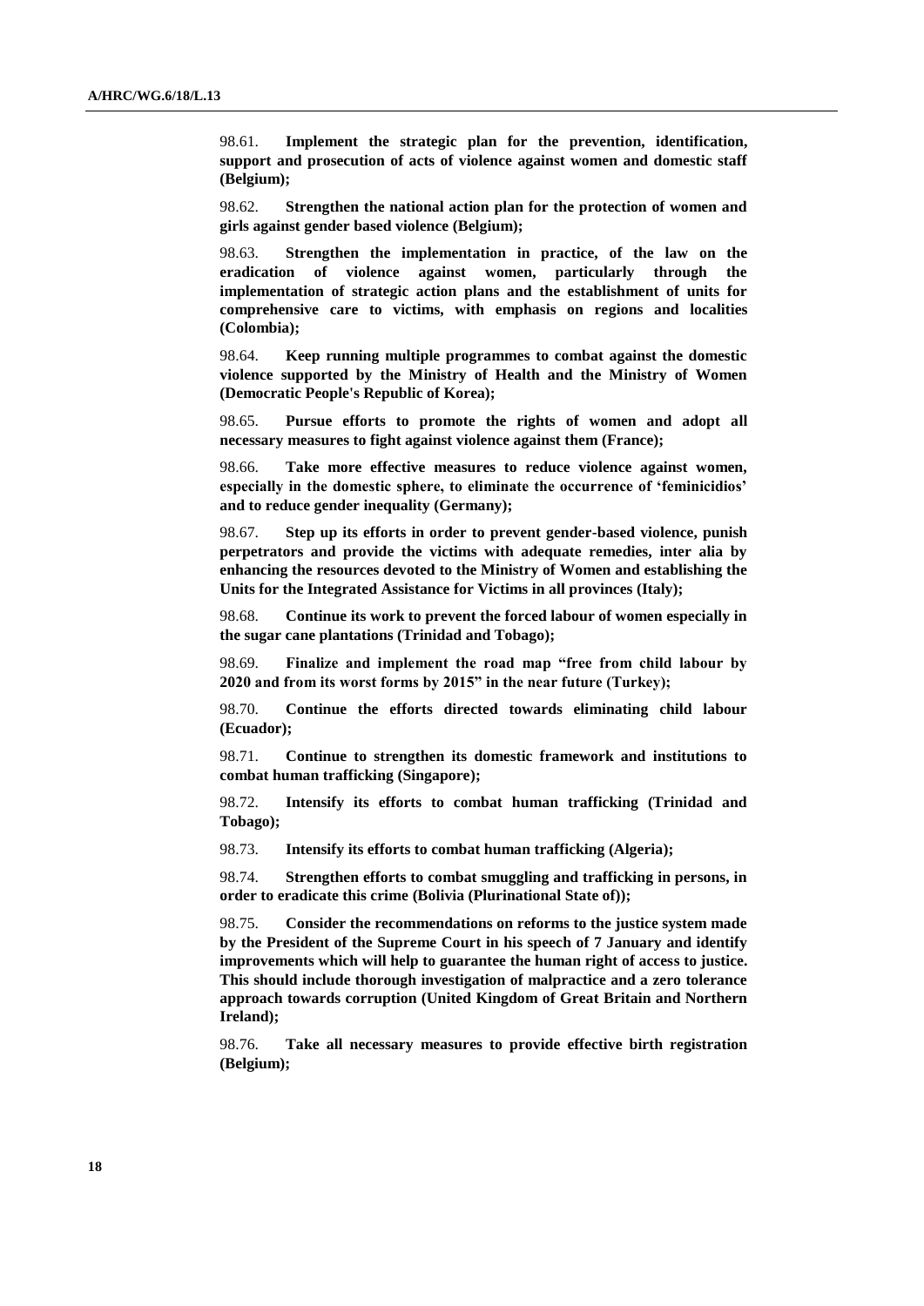98.61. **Implement the strategic plan for the prevention, identification, support and prosecution of acts of violence against women and domestic staff (Belgium);**

98.62. **Strengthen the national action plan for the protection of women and girls against gender based violence (Belgium);**

98.63. **Strengthen the implementation in practice, of the law on the eradication of violence against women, particularly through the implementation of strategic action plans and the establishment of units for comprehensive care to victims, with emphasis on regions and localities (Colombia);**

98.64. **Keep running multiple programmes to combat against the domestic violence supported by the Ministry of Health and the Ministry of Women (Democratic People's Republic of Korea);**

98.65. **Pursue efforts to promote the rights of women and adopt all necessary measures to fight against violence against them (France);**

98.66. **Take more effective measures to reduce violence against women, especially in the domestic sphere, to eliminate the occurrence of 'feminicidios' and to reduce gender inequality (Germany);**

98.67. **Step up its efforts in order to prevent gender-based violence, punish perpetrators and provide the victims with adequate remedies, inter alia by enhancing the resources devoted to the Ministry of Women and establishing the Units for the Integrated Assistance for Victims in all provinces (Italy);**

98.68. **Continue its work to prevent the forced labour of women especially in the sugar cane plantations (Trinidad and Tobago);**

98.69. **Finalize and implement the road map "free from child labour by 2020 and from its worst forms by 2015" in the near future (Turkey);**

98.70. **Continue the efforts directed towards eliminating child labour (Ecuador);**

98.71. **Continue to strengthen its domestic framework and institutions to combat human trafficking (Singapore);**

98.72. **Intensify its efforts to combat human trafficking (Trinidad and Tobago);**

98.73. **Intensify its efforts to combat human trafficking (Algeria);**

98.74. **Strengthen efforts to combat smuggling and trafficking in persons, in order to eradicate this crime (Bolivia (Plurinational State of));**

98.75. **Consider the recommendations on reforms to the justice system made by the President of the Supreme Court in his speech of 7 January and identify improvements which will help to guarantee the human right of access to justice. This should include thorough investigation of malpractice and a zero tolerance approach towards corruption (United Kingdom of Great Britain and Northern Ireland);**

98.76. **Take all necessary measures to provide effective birth registration (Belgium);**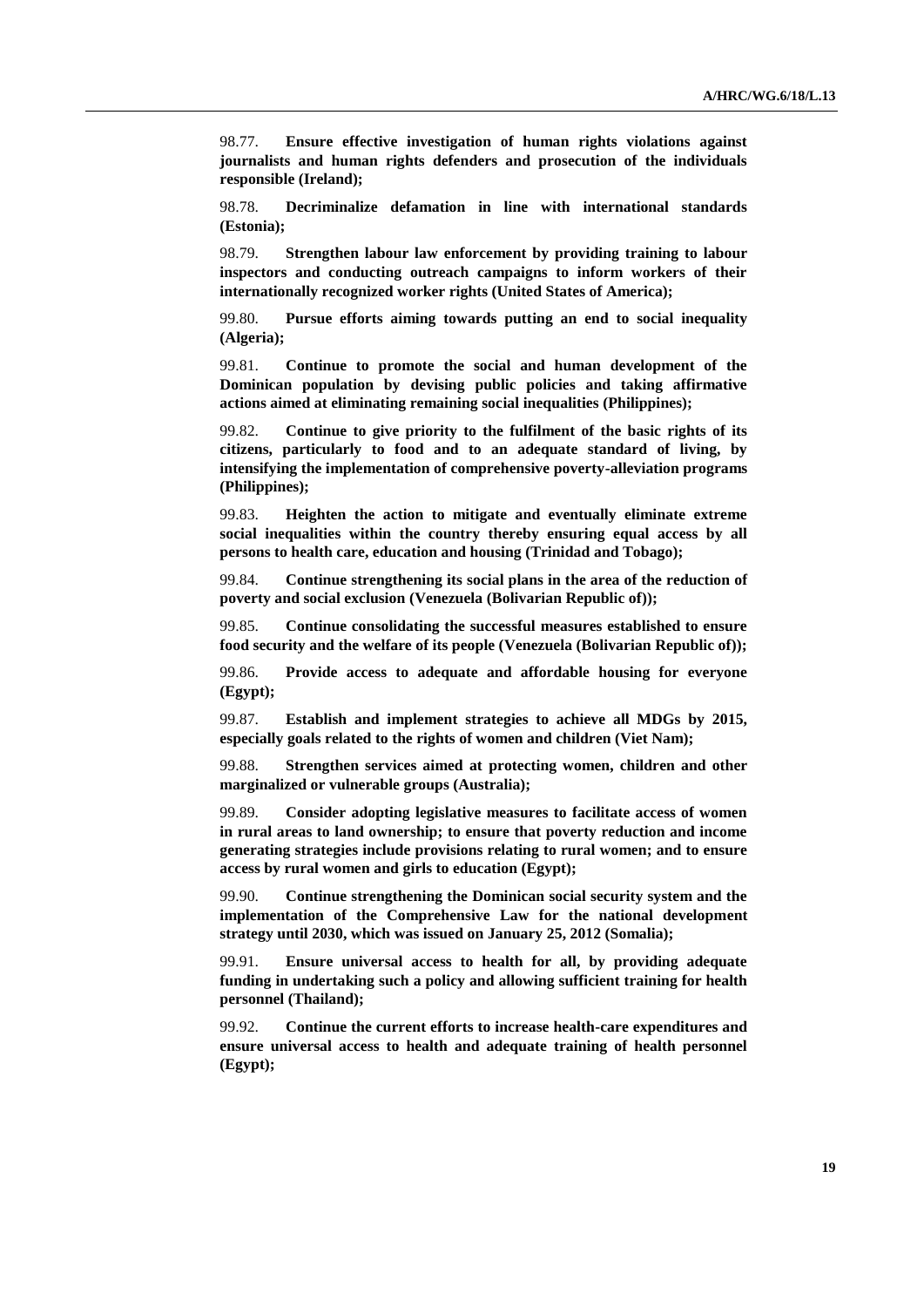98.77. **Ensure effective investigation of human rights violations against journalists and human rights defenders and prosecution of the individuals responsible (Ireland);**

98.78. **Decriminalize defamation in line with international standards (Estonia);**

98.79. **Strengthen labour law enforcement by providing training to labour inspectors and conducting outreach campaigns to inform workers of their internationally recognized worker rights (United States of America);**

99.80. **Pursue efforts aiming towards putting an end to social inequality (Algeria);**

99.81. **Continue to promote the social and human development of the Dominican population by devising public policies and taking affirmative actions aimed at eliminating remaining social inequalities (Philippines);**

99.82. **Continue to give priority to the fulfilment of the basic rights of its citizens, particularly to food and to an adequate standard of living, by intensifying the implementation of comprehensive poverty-alleviation programs (Philippines);**

99.83. **Heighten the action to mitigate and eventually eliminate extreme social inequalities within the country thereby ensuring equal access by all persons to health care, education and housing (Trinidad and Tobago);**

99.84. **Continue strengthening its social plans in the area of the reduction of poverty and social exclusion (Venezuela (Bolivarian Republic of));**

99.85. **Continue consolidating the successful measures established to ensure food security and the welfare of its people (Venezuela (Bolivarian Republic of));**

99.86. **Provide access to adequate and affordable housing for everyone (Egypt);**

99.87. **Establish and implement strategies to achieve all MDGs by 2015, especially goals related to the rights of women and children (Viet Nam);**

99.88. **Strengthen services aimed at protecting women, children and other marginalized or vulnerable groups (Australia);**

99.89. **Consider adopting legislative measures to facilitate access of women in rural areas to land ownership; to ensure that poverty reduction and income generating strategies include provisions relating to rural women; and to ensure access by rural women and girls to education (Egypt);**

99.90. **Continue strengthening the Dominican social security system and the implementation of the Comprehensive Law for the national development strategy until 2030, which was issued on January 25, 2012 (Somalia);**

99.91. **Ensure universal access to health for all, by providing adequate funding in undertaking such a policy and allowing sufficient training for health personnel (Thailand);**

99.92. **Continue the current efforts to increase health-care expenditures and ensure universal access to health and adequate training of health personnel (Egypt);**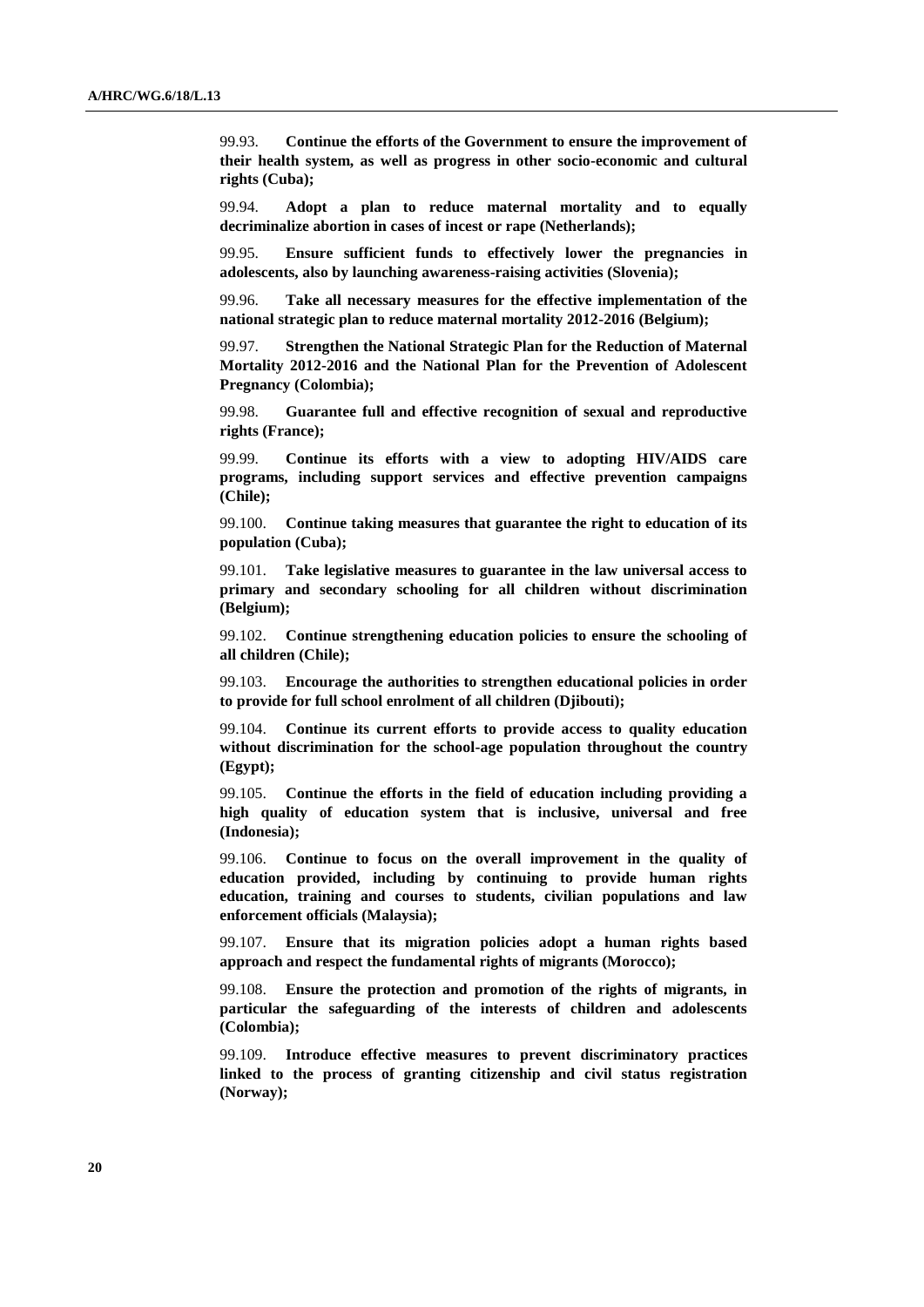99.93. **Continue the efforts of the Government to ensure the improvement of their health system, as well as progress in other socio-economic and cultural rights (Cuba);**

99.94. **Adopt a plan to reduce maternal mortality and to equally decriminalize abortion in cases of incest or rape (Netherlands);**

99.95. **Ensure sufficient funds to effectively lower the pregnancies in adolescents, also by launching awareness-raising activities (Slovenia);**

99.96. **Take all necessary measures for the effective implementation of the national strategic plan to reduce maternal mortality 2012-2016 (Belgium);**

99.97. **Strengthen the National Strategic Plan for the Reduction of Maternal Mortality 2012-2016 and the National Plan for the Prevention of Adolescent Pregnancy (Colombia);**

99.98. **Guarantee full and effective recognition of sexual and reproductive rights (France);**

99.99. **Continue its efforts with a view to adopting HIV/AIDS care programs, including support services and effective prevention campaigns (Chile);**

99.100. **Continue taking measures that guarantee the right to education of its population (Cuba);**

99.101. **Take legislative measures to guarantee in the law universal access to primary and secondary schooling for all children without discrimination (Belgium);**

99.102. **Continue strengthening education policies to ensure the schooling of all children (Chile);**

99.103. **Encourage the authorities to strengthen educational policies in order to provide for full school enrolment of all children (Djibouti);**

99.104. **Continue its current efforts to provide access to quality education without discrimination for the school-age population throughout the country (Egypt);**

99.105. **Continue the efforts in the field of education including providing a high quality of education system that is inclusive, universal and free (Indonesia);**

99.106. **Continue to focus on the overall improvement in the quality of education provided, including by continuing to provide human rights education, training and courses to students, civilian populations and law enforcement officials (Malaysia);**

99.107. **Ensure that its migration policies adopt a human rights based approach and respect the fundamental rights of migrants (Morocco);**

99.108. **Ensure the protection and promotion of the rights of migrants, in particular the safeguarding of the interests of children and adolescents (Colombia);**

99.109. **Introduce effective measures to prevent discriminatory practices linked to the process of granting citizenship and civil status registration (Norway);**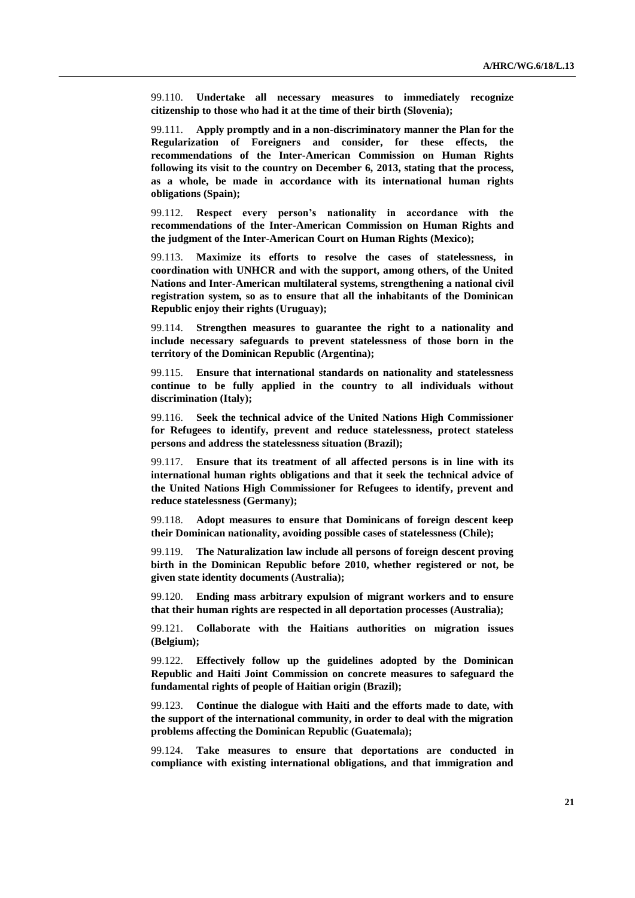99.110. **Undertake all necessary measures to immediately recognize citizenship to those who had it at the time of their birth (Slovenia);**

99.111. **Apply promptly and in a non-discriminatory manner the Plan for the Regularization of Foreigners and consider, for these effects, the recommendations of the Inter-American Commission on Human Rights following its visit to the country on December 6, 2013, stating that the process, as a whole, be made in accordance with its international human rights obligations (Spain);**

99.112. **Respect every person's nationality in accordance with the recommendations of the Inter-American Commission on Human Rights and the judgment of the Inter-American Court on Human Rights (Mexico);**

99.113. **Maximize its efforts to resolve the cases of statelessness, in coordination with UNHCR and with the support, among others, of the United Nations and Inter-American multilateral systems, strengthening a national civil registration system, so as to ensure that all the inhabitants of the Dominican Republic enjoy their rights (Uruguay);**

99.114. **Strengthen measures to guarantee the right to a nationality and include necessary safeguards to prevent statelessness of those born in the territory of the Dominican Republic (Argentina);**

99.115. **Ensure that international standards on nationality and statelessness continue to be fully applied in the country to all individuals without discrimination (Italy);**

99.116. **Seek the technical advice of the United Nations High Commissioner for Refugees to identify, prevent and reduce statelessness, protect stateless persons and address the statelessness situation (Brazil);**

99.117. **Ensure that its treatment of all affected persons is in line with its international human rights obligations and that it seek the technical advice of the United Nations High Commissioner for Refugees to identify, prevent and reduce statelessness (Germany);**

99.118. **Adopt measures to ensure that Dominicans of foreign descent keep their Dominican nationality, avoiding possible cases of statelessness (Chile);**

99.119. **The Naturalization law include all persons of foreign descent proving birth in the Dominican Republic before 2010, whether registered or not, be given state identity documents (Australia);**

99.120. **Ending mass arbitrary expulsion of migrant workers and to ensure that their human rights are respected in all deportation processes (Australia);**

99.121. **Collaborate with the Haitians authorities on migration issues (Belgium);**

99.122. **Effectively follow up the guidelines adopted by the Dominican Republic and Haiti Joint Commission on concrete measures to safeguard the fundamental rights of people of Haitian origin (Brazil);**

99.123. **Continue the dialogue with Haiti and the efforts made to date, with the support of the international community, in order to deal with the migration problems affecting the Dominican Republic (Guatemala);**

99.124. **Take measures to ensure that deportations are conducted in compliance with existing international obligations, and that immigration and**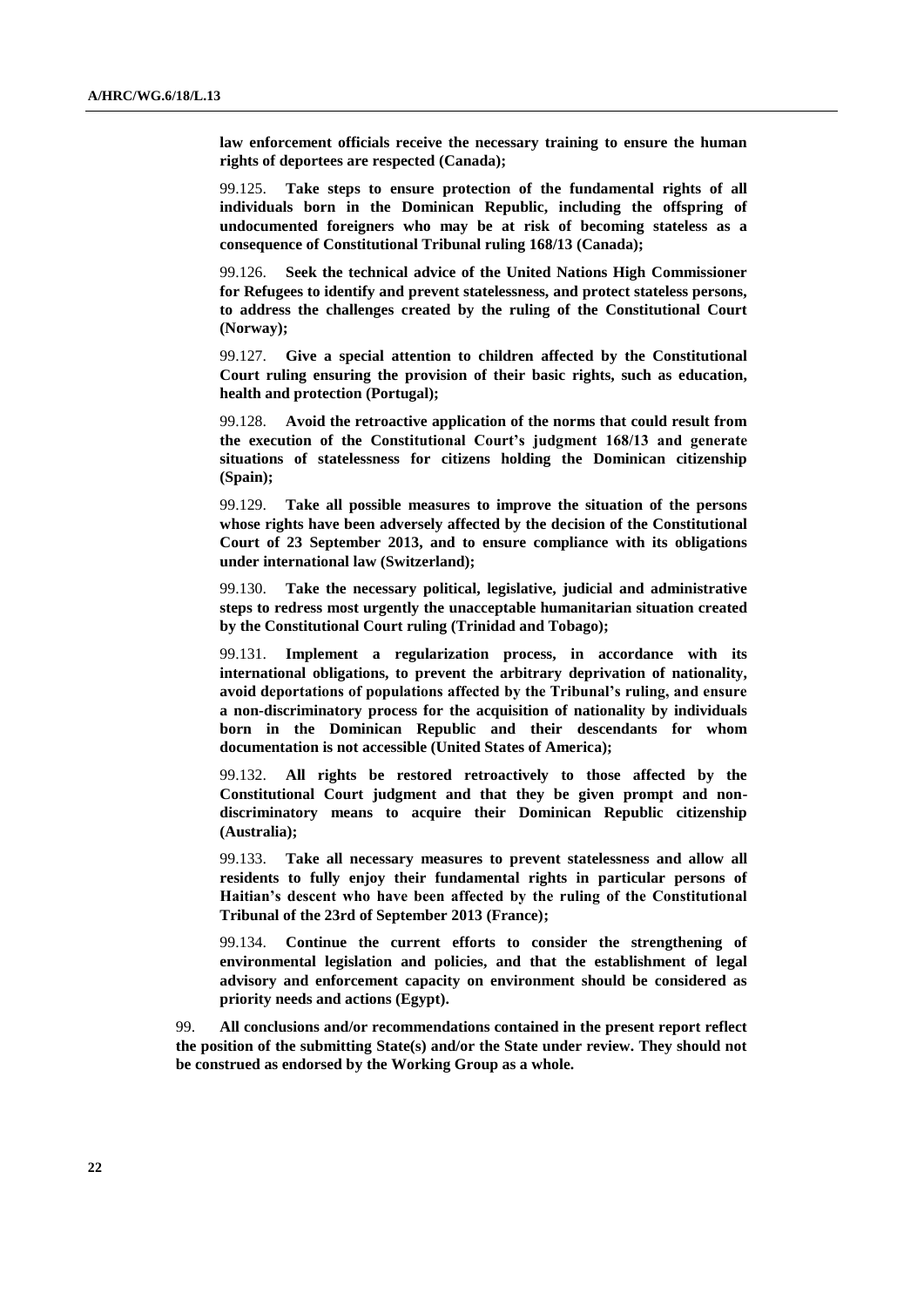**law enforcement officials receive the necessary training to ensure the human rights of deportees are respected (Canada);**

99.125. **Take steps to ensure protection of the fundamental rights of all individuals born in the Dominican Republic, including the offspring of undocumented foreigners who may be at risk of becoming stateless as a consequence of Constitutional Tribunal ruling 168/13 (Canada);**

99.126. **Seek the technical advice of the United Nations High Commissioner for Refugees to identify and prevent statelessness, and protect stateless persons, to address the challenges created by the ruling of the Constitutional Court (Norway);**

99.127. **Give a special attention to children affected by the Constitutional Court ruling ensuring the provision of their basic rights, such as education, health and protection (Portugal);**

99.128. **Avoid the retroactive application of the norms that could result from the execution of the Constitutional Court's judgment 168/13 and generate situations of statelessness for citizens holding the Dominican citizenship (Spain);**

99.129. **Take all possible measures to improve the situation of the persons whose rights have been adversely affected by the decision of the Constitutional Court of 23 September 2013, and to ensure compliance with its obligations under international law (Switzerland);**

99.130. **Take the necessary political, legislative, judicial and administrative steps to redress most urgently the unacceptable humanitarian situation created by the Constitutional Court ruling (Trinidad and Tobago);**

99.131. **Implement a regularization process, in accordance with its international obligations, to prevent the arbitrary deprivation of nationality, avoid deportations of populations affected by the Tribunal's ruling, and ensure a non-discriminatory process for the acquisition of nationality by individuals born in the Dominican Republic and their descendants for whom documentation is not accessible (United States of America);**

99.132. **All rights be restored retroactively to those affected by the Constitutional Court judgment and that they be given prompt and non-discriminatory means to acquire their Dominican Republic citizenship (Australia);**

99.133. **Take all necessary measures to prevent statelessness and allow all residents to fully enjoy their fundamental rights in particular persons of Haitian's descent who have been affected by the ruling of the Constitutional Tribunal of the 23rd of September 2013 (France);**

99.134. **Continue the current efforts to consider the strengthening of environmental legislation and policies, and that the establishment of legal advisory and enforcement capacity on environment should be considered as priority needs and actions (Egypt).**

99. **All conclusions and/or recommendations contained in the present report reflect the position of the submitting State(s) and/or the State under review. They should not be construed as endorsed by the Working Group as a whole.**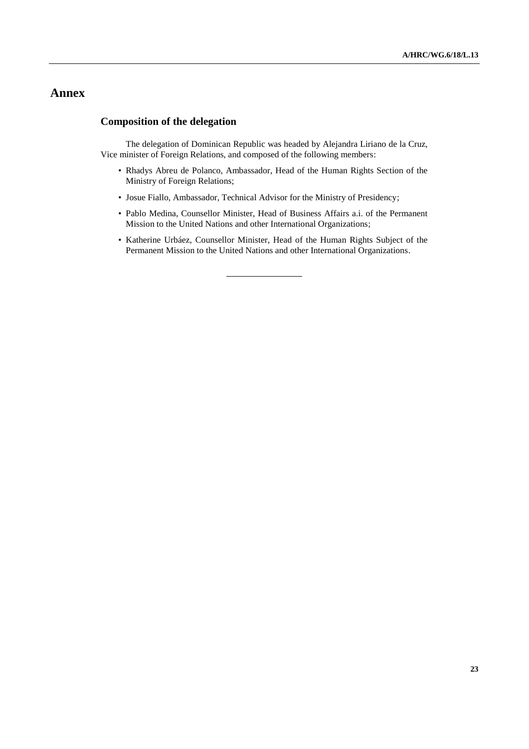# Annex

## Composition of the delegation

The delegation of Dominican Republic was headed by Alejandra Liriano de la Cruz, Vice minister of Foreign Relations, and composed of the following members:

- Rhadys Abreu de Polanco, Ambassador, Head of the Human Rights Section of the Ministry of Foreign Relations;
- Josue Fiallo, Ambassador, Technical Advisor for the Ministry of Presidency;
- Pablo Medina, Counsellor Minister, Head of Business Affairs a.i. of the Permanent Mission to the United Nations and other International Organizations;
- Katherine Urbáez, Counsellor Minister, Head of the Human Rights Subject of the Permanent Mission to the United Nations and other International Organizations.